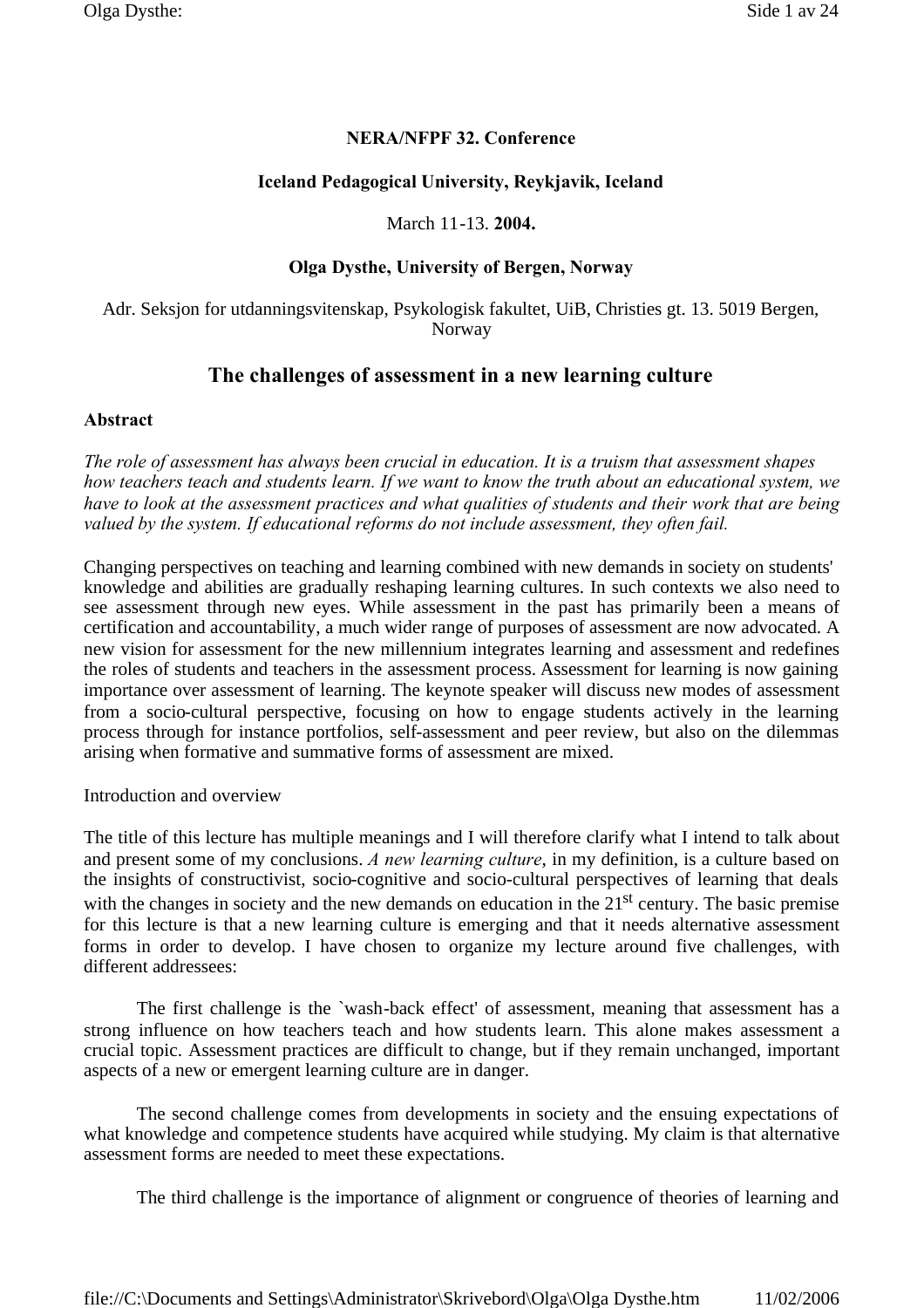**NERA/NFPF 32. Conference**

**Iceland Pedagogical University, Reykjavik, Iceland**

March 11-13. **2004.**

**Olga Dysthe, University of Bergen, Norway**

Adr. Seksjon for utdanningsvitenskap, Psykologisk fakultet, UiB, Christies gt. 13. 5019 Bergen, Norway

# The challenges of assessment in a new learning culture

**Abstract**

*The role of assessment has always been crucial in education. It is a truism that assessment shapes how teachers teach and students learn. If we want to know the truth about an educational system, we have to look at the assessment practices and what qualities of students and their work that are being valued by the system. If educational reforms do not include assessment, they often fail.*

Changing perspectives on teaching and learning combined with new demands in society on students' knowledge and abilities are gradually reshaping learning cultures. In such contexts we also need to see assessment through new eyes. While assessment in the past has primarily been a means of certification and accountability, a much wider range of purposes of assessment are now advocated. A new vision for assessment for the new millennium integrates learning and assessment and redefines the roles of students and teachers in the assessment process. Assessment for learning is now gaining importance over assessment of learning. The keynote speaker will discuss new modes of assessment from a socio-cultural perspective, focusing on how to engage students actively in the learning process through for instance portfolios, self-assessment and peer review, but also on the dilemmas arising when formative and summative forms of assessment are mixed.

Introduction and overview

The title of this lecture has multiple meanings and I will therefore clarify what I intend to talk about and present some of my conclusions. *A new learning culture*, in my definition, is a culture based on the insights of constructivist, socio-cognitive and socio-cultural perspectives of learning that deals with the changes in society and the new demands on education in the 21st century. The basic premise for this lecture is that a new learning culture is emerging and that it needs alternative assessment forms in order to develop. I have chosen to organize my lecture around five challenges, with different addressees:

The first challenge is the `wash-back effect' of assessment, meaning that assessment has a strong influence on how teachers teach and how students learn. This alone makes assessment a crucial topic. Assessment practices are difficult to change, but if they remain unchanged, important aspects of a new or emergent learning culture are in danger.

The second challenge comes from developments in society and the ensuing expectations of what knowledge and competence students have acquired while studying. My claim is that alternative assessment forms are needed to meet these expectations.

The third challenge is the importance of alignment or congruence of theories of learning and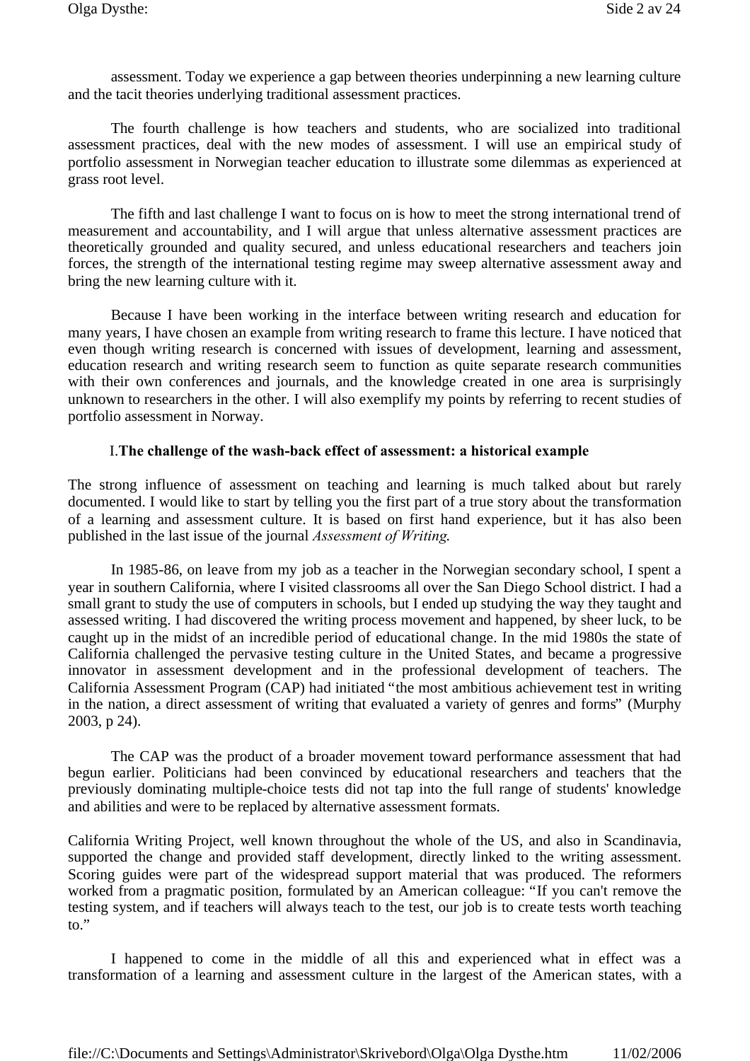assessment. Today we experience a gap between theories underpinning a new learning culture and the tacit theories underlying traditional assessment practices.

The fourth challenge is how teachers and students, who are socialized into traditional assessment practices, deal with the new modes of assessment. I will use an empirical study of portfolio assessment in Norwegian teacher education to illustrate some dilemmas as experienced at grass root level.

The fifth and last challenge I want to focus on is how to meet the strong international trend of measurement and accountability, and I will argue that unless alternative assessment practices are theoretically grounded and quality secured, and unless educational researchers and teachers join forces, the strength of the international testing regime may sweep alternative assessment away and bring the new learning culture with it.

Because I have been working in the interface between writing research and education for many years, I have chosen an example from writing research to frame this lecture. I have noticed that even though writing research is concerned with issues of development, learning and assessment, education research and writing research seem to function as quite separate research communities with their own conferences and journals, and the knowledge created in one area is surprisingly unknown to researchers in the other. I will also exemplify my points by referring to recent studies of portfolio assessment in Norway.

## I. The challenge of the wash-back effect of assessment: a historical example

The strong influence of assessment on teaching and learning is much talked about but rarely documented. I would like to start by telling you the first part of a true story about the transformation of a learning and assessment culture. It is based on first hand experience, but it has also been published in the last issue of the journal *Assessment of Writing*.

In 1985-86, on leave from my job as a teacher in the Norwegian secondary school, I spent a year in southern California, where I visited classrooms all over the San Diego School district. I had a small grant to study the use of computers in schools, but I ended up studying the way they taught and assessed writing. I had discovered the writing process movement and happened, by sheer luck, to be caught up in the midst of an incredible period of educational change. In the mid 1980s the state of California challenged the pervasive testing culture in the United States, and became a progressive innovator in assessment development and in the professional development of teachers. The California Assessment Program (CAP) had initiated "the most ambitious achievement test in writing in the nation, a direct assessment of writing that evaluated a variety of genres and forms" (Murphy 2003, p 24).

The CAP was the product of a broader movement toward performance assessment that had begun earlier. Politicians had been convinced by educational researchers and teachers that the previously dominating multiple-choice tests did not tap into the full range of students' knowledge and abilities and were to be replaced by alternative assessment formats.

California Writing Project, well known throughout the whole of the US, and also in Scandinavia, supported the change and provided staff development, directly linked to the writing assessment. Scoring guides were part of the widespread support material that was produced. The reformers worked from a pragmatic position, formulated by an American colleague: "If you can't remove the testing system, and if teachers will always teach to the test, our job is to create tests worth teaching to."

I happened to come in the middle of all this and experienced what in effect was a transformation of a learning and assessment culture in the largest of the American states, with a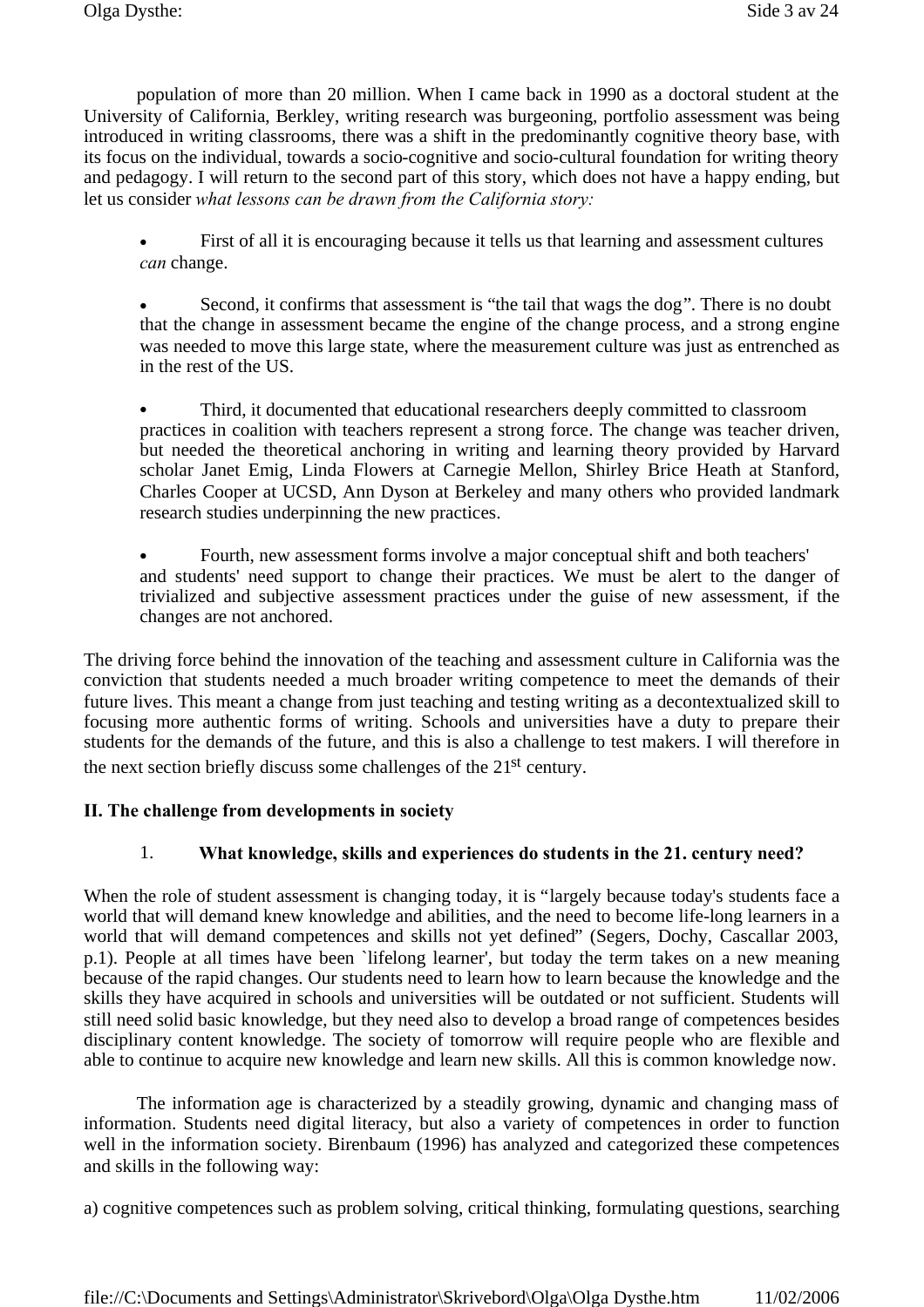population of more than 20 million. When I came back in 1990 as a doctoral student at the University of California, Berkley, writing research was burgeoning, portfolio assessment was being introduced in writing classrooms, there was a shift in the predominantly cognitive theory base, with its focus on the individual, towards a socio-cognitive and socio-cultural foundation for writing theory and pedagogy. I will return to the second part of this story, which does not have a happy ending, but let us consider *what lessons can be drawn from the California story:*

- First of all it is encouraging because it tells us that learning and assessment cultures *can* change.

- Second, it confirms that assessment is "the tail that wags the dog". There is no doubt that the change in assessment became the engine of the change process, and a strong engine was needed to move this large state, where the measurement culture was just as entrenched as in the rest of the US.

- Third, it documented that educational researchers deeply committed to classroom practices in coalition with teachers represent a strong force. The change was teacher driven, but needed the theoretical anchoring in writing and learning theory provided by Harvard scholar Janet Emig, Linda Flowers at Carnegie Mellon, Shirley Brice Heath at Stanford, Charles Cooper at UCSD, Ann Dyson at Berkeley and many others who provided landmark research studies underpinning the new practices.

- Fourth, new assessment forms involve a major conceptual shift and both teachers' and students' need support to change their practices. We must be alert to the danger of trivialized and subjective assessment practices under the guise of new assessment, if the changes are not anchored.

The driving force behind the innovation of the teaching and assessment culture in California was the conviction that students needed a much broader writing competence to meet the demands of their future lives. This meant a change from just teaching and testing writing as a decontextualized skill to focusing more authentic forms of writing. Schools and universities have a duty to prepare their students for the demands of the future, and this is also a challenge to test makers. I will therefore in the next section briefly discuss some challenges of the 21st century.

## II. The challenge from developments in society

### 1. What knowledge, skills and experiences do students in the 21. century need?

When the role of student assessment is changing today, it is "largely because today's students face a world that will demand knew knowledge and abilities, and the need to become life-long learners in a world that will demand competences and skills not yet defined" (Segers, Dochy, Cascallar 2003, p.1). People at all times have been `lifelong learner', but today the term takes on a new meaning because of the rapid changes. Our students need to learn how to learn because the knowledge and the skills they have acquired in schools and universities will be outdated or not sufficient. Students will still need solid basic knowledge, but they need also to develop a broad range of competences besides disciplinary content knowledge. The society of tomorrow will require people who are flexible and able to continue to acquire new knowledge and learn new skills. All this is common knowledge now.

The information age is characterized by a steadily growing, dynamic and changing mass of information. Students need digital literacy, but also a variety of competences in order to function well in the information society. Birenbaum (1996) has analyzed and categorized these competences and skills in the following way:

a) cognitive competences such as problem solving, critical thinking, formulating questions, searching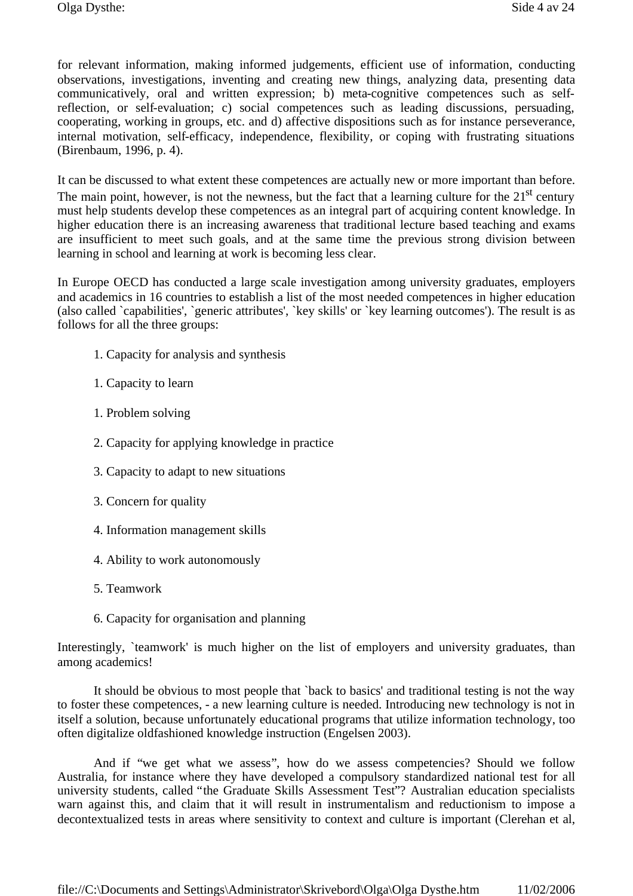for relevant information, making informed judgements, efficient use of information, conducting observations, investigations, inventing and creating new things, analyzing data, presenting data communicatively, oral and written expression; b) meta-cognitive competences such as self-reflection, or self-evaluation; c) social competences such as leading discussions, persuading, cooperating, working in groups, etc. and d) affective dispositions such as for instance perseverance, internal motivation, self-efficacy, independence, flexibility, or coping with frustrating situations (Birenbaum, 1996, p. 4).

It can be discussed to what extent these competences are actually new or more important than before. The main point, however, is not the newness, but the fact that a learning culture for the 21st century must help students develop these competences as an integral part of acquiring content knowledge. In higher education there is an increasing awareness that traditional lecture based teaching and exams are insufficient to meet such goals, and at the same time the previous strong division between learning in school and learning at work is becoming less clear.

In Europe OECD has conducted a large scale investigation among university graduates, employers and academics in 16 countries to establish a list of the most needed competences in higher education (also called `capabilities', `generic attributes', `key skills' or `key learning outcomes'). The result is as follows for all the three groups:

1. Capacity for analysis and synthesis

1. Capacity to learn

1. Problem solving

2. Capacity for applying knowledge in practice

3. Capacity to adapt to new situations

3. Concern for quality

4. Information management skills

4. Ability to work autonomously

5. Teamwork

6. Capacity for organisation and planning

Interestingly, `teamwork' is much higher on the list of employers and university graduates, than among academics!

It should be obvious to most people that `back to basics' and traditional testing is not the way to foster these competences, - a new learning culture is needed. Introducing new technology is not in itself a solution, because unfortunately educational programs that utilize information technology, too often digitalize oldfashioned knowledge instruction (Engelsen 2003).

And if "we get what we assess", how do we assess competencies? Should we follow Australia, for instance where they have developed a compulsory standardized national test for all university students, called "the Graduate Skills Assessment Test"? Australian education specialists warn against this, and claim that it will result in instrumentalism and reductionism to impose a decontextualized tests in areas where sensitivity to context and culture is important (Clerehan et al,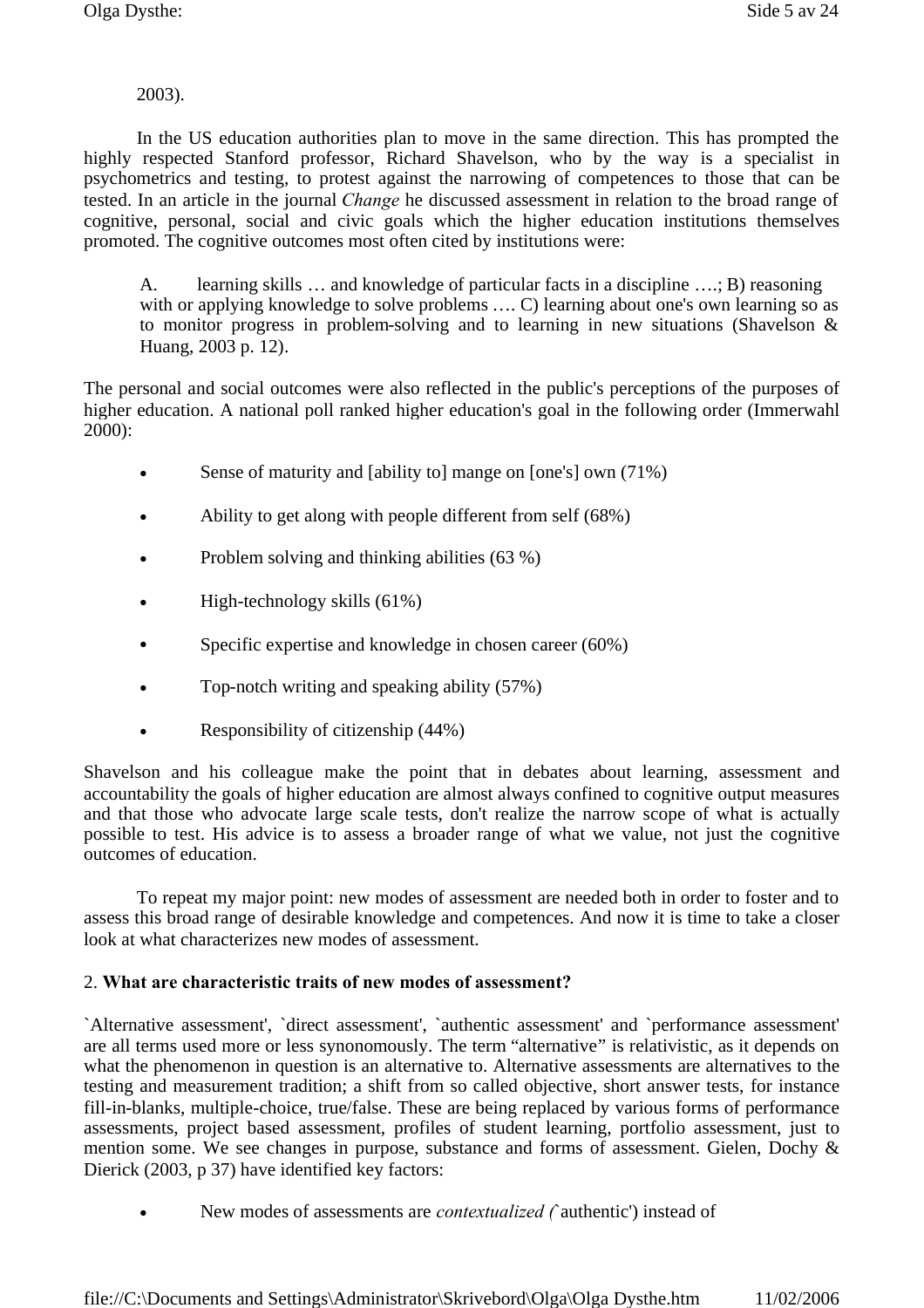2003).

In the US education authorities plan to move in the same direction. This has prompted the highly respected Stanford professor, Richard Shavelson, who by the way is a specialist in psychometrics and testing, to protest against the narrowing of competences to those that can be tested. In an article in the journal *Change* he discussed assessment in relation to the broad range of cognitive, personal, social and civic goals which the higher education institutions themselves promoted. The cognitive outcomes most often cited by institutions were:

> A. learning skills … and knowledge of particular facts in a discipline ….; B) reasoning with or applying knowledge to solve problems …. C) learning about one's own learning so as to monitor progress in problem-solving and to learning in new situations (Shavelson & Huang, 2003 p. 12).

The personal and social outcomes were also reflected in the public's perceptions of the purposes of higher education. A national poll ranked higher education's goal in the following order (Immerwahl 2000):

- Sense of maturity and [ability to] mange on [one's] own (71%)
- Ability to get along with people different from self (68%)
- Problem solving and thinking abilities (63 %)
- High-technology skills (61%)
- Specific expertise and knowledge in chosen career (60%)
- Top-notch writing and speaking ability (57%)
- Responsibility of citizenship (44%)

Shavelson and his colleague make the point that in debates about learning, assessment and accountability the goals of higher education are almost always confined to cognitive output measures and that those who advocate large scale tests, don't realize the narrow scope of what is actually possible to test. His advice is to assess a broader range of what we value, not just the cognitive outcomes of education.

To repeat my major point: new modes of assessment are needed both in order to foster and to assess this broad range of desirable knowledge and competences. And now it is time to take a closer look at what characterizes new modes of assessment.

## 2. **What are characteristic traits of new modes of assessment?**

`Alternative assessment', `direct assessment', `authentic assessment' and `performance assessment' are all terms used more or less synonomously. The term "alternative" is relativistic, as it depends on what the phenomenon in question is an alternative to. Alternative assessments are alternatives to the testing and measurement tradition; a shift from so called objective, short answer tests, for instance fill-in-blanks, multiple-choice, true/false. These are being replaced by various forms of performance assessments, project based assessment, profiles of student learning, portfolio assessment, just to mention some. We see changes in purpose, substance and forms of assessment. Gielen, Dochy & Dierick (2003, p 37) have identified key factors:

- New modes of assessments are *contextualized (*`authentic') instead of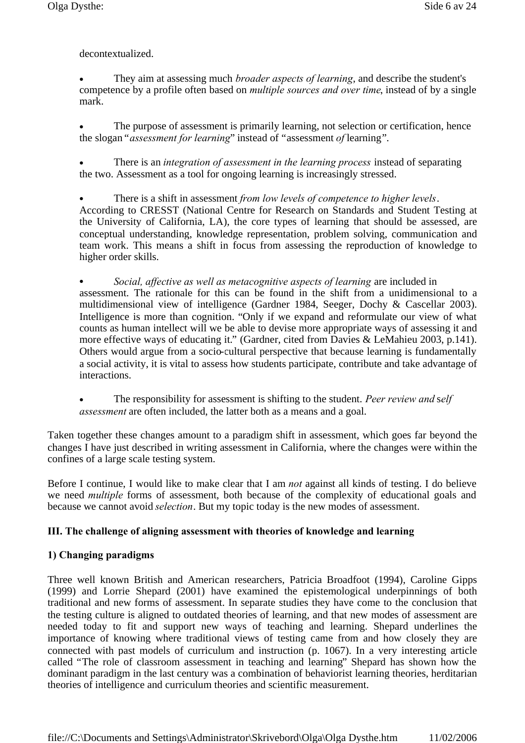decontextualized.

- They aim at assessing much *broader aspects of learning*, and describe the student's competence by a profile often based on *multiple sources and over time*, instead of by a single mark.

- The purpose of assessment is primarily learning, not selection or certification, hence the slogan "*assessment for learning*" instead of "assessment *of* learning".

- There is an *integration of assessment in the learning process* instead of separating the two. Assessment as a tool for ongoing learning is increasingly stressed.

- There is a shift in assessment *from low levels of competence to higher levels*. According to CRESST (National Centre for Research on Standards and Student Testing at the University of California, LA), the core types of learning that should be assessed, are conceptual understanding, knowledge representation, problem solving, communication and team work. This means a shift in focus from assessing the reproduction of knowledge to higher order skills.

- *Social, affective as well as metacognitive aspects of learning* are included in assessment. The rationale for this can be found in the shift from a unidimensional to a multidimensional view of intelligence (Gardner 1984, Seeger, Dochy & Cascellar 2003). Intelligence is more than cognition. "Only if we expand and reformulate our view of what counts as human intellect will we be able to devise more appropriate ways of assessing it and more effective ways of educating it." (Gardner, cited from Davies & LeMahieu 2003, p.141). Others would argue from a socio-cultural perspective that because learning is fundamentally a social activity, it is vital to assess how students participate, contribute and take advantage of interactions.

- The responsibility for assessment is shifting to the student. *Peer review and* s*elf assessment* are often included, the latter both as a means and a goal.

Taken together these changes amount to a paradigm shift in assessment, which goes far beyond the changes I have just described in writing assessment in California, where the changes were within the confines of a large scale testing system.

Before I continue, I would like to make clear that I am *not* against all kinds of testing. I do believe we need *multiple* forms of assessment, both because of the complexity of educational goals and because we cannot avoid *selection*. But my topic today is the new modes of assessment.

**III. The challenge of aligning assessment with theories of knowledge and learning**

**1) Changing paradigms**

Three well known British and American researchers, Patricia Broadfoot (1994), Caroline Gipps (1999) and Lorrie Shepard (2001) have examined the epistemological underpinnings of both traditional and new forms of assessment. In separate studies they have come to the conclusion that the testing culture is aligned to outdated theories of learning, and that new modes of assessment are needed today to fit and support new ways of teaching and learning. Shepard underlines the importance of knowing where traditional views of testing came from and how closely they are connected with past models of curriculum and instruction (p. 1067). In a very interesting article called "The role of classroom assessment in teaching and learning" Shepard has shown how the dominant paradigm in the last century was a combination of behaviorist learning theories, herditarian theories of intelligence and curriculum theories and scientific measurement.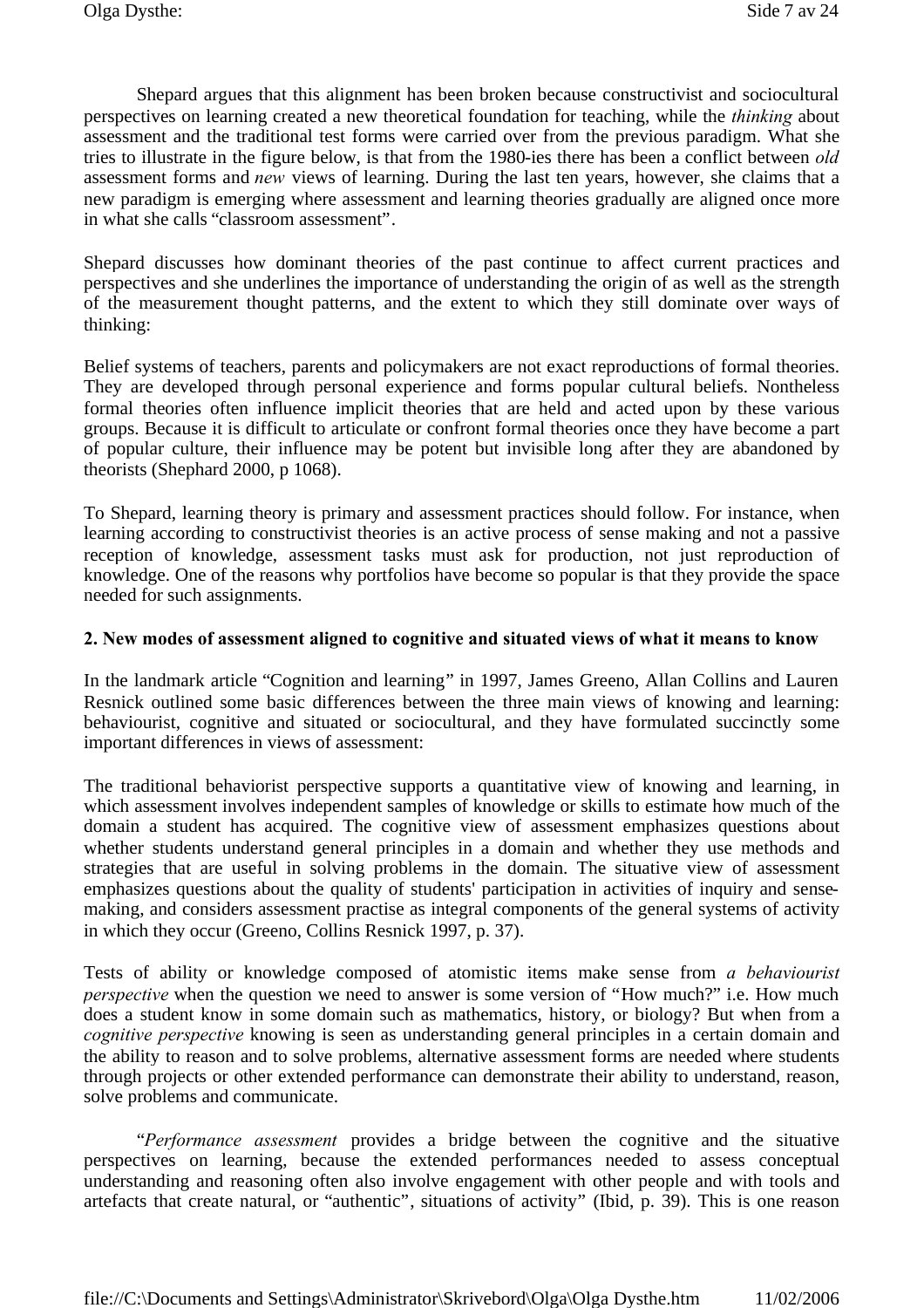Shepard argues that this alignment has been broken because constructivist and sociocultural perspectives on learning created a new theoretical foundation for teaching, while the *thinking* about assessment and the traditional test forms were carried over from the previous paradigm. What she tries to illustrate in the figure below, is that from the 1980-ies there has been a conflict between *old* assessment forms and *new* views of learning. During the last ten years, however, she claims that a new paradigm is emerging where assessment and learning theories gradually are aligned once more in what she calls "classroom assessment".

Shepard discusses how dominant theories of the past continue to affect current practices and perspectives and she underlines the importance of understanding the origin of as well as the strength of the measurement thought patterns, and the extent to which they still dominate over ways of thinking:

Belief systems of teachers, parents and policymakers are not exact reproductions of formal theories. They are developed through personal experience and forms popular cultural beliefs. Nontheless formal theories often influence implicit theories that are held and acted upon by these various groups. Because it is difficult to articulate or confront formal theories once they have become a part of popular culture, their influence may be potent but invisible long after they are abandoned by theorists (Shephard 2000, p 1068).

To Shepard, learning theory is primary and assessment practices should follow. For instance, when learning according to constructivist theories is an active process of sense making and not a passive reception of knowledge, assessment tasks must ask for production, not just reproduction of knowledge. One of the reasons why portfolios have become so popular is that they provide the space needed for such assignments.

**2. New modes of assessment aligned to cognitive and situated views of what it means to know**

In the landmark article "Cognition and learning" in 1997, James Greeno, Allan Collins and Lauren Resnick outlined some basic differences between the three main views of knowing and learning: behaviourist, cognitive and situated or sociocultural, and they have formulated succinctly some important differences in views of assessment:

The traditional behaviorist perspective supports a quantitative view of knowing and learning, in which assessment involves independent samples of knowledge or skills to estimate how much of the domain a student has acquired. The cognitive view of assessment emphasizes questions about whether students understand general principles in a domain and whether they use methods and strategies that are useful in solving problems in the domain. The situative view of assessment emphasizes questions about the quality of students' participation in activities of inquiry and sense-making, and considers assessment practise as integral components of the general systems of activity in which they occur (Greeno, Collins Resnick 1997, p. 37).

Tests of ability or knowledge composed of atomistic items make sense from *a behaviourist perspective* when the question we need to answer is some version of "How much?" i.e. How much does a student know in some domain such as mathematics, history, or biology? But when from a *cognitive perspective* knowing is seen as understanding general principles in a certain domain and the ability to reason and to solve problems, alternative assessment forms are needed where students through projects or other extended performance can demonstrate their ability to understand, reason, solve problems and communicate.

"*Performance assessment* provides a bridge between the cognitive and the situative perspectives on learning, because the extended performances needed to assess conceptual understanding and reasoning often also involve engagement with other people and with tools and artefacts that create natural, or "authentic", situations of activity" (Ibid, p. 39). This is one reason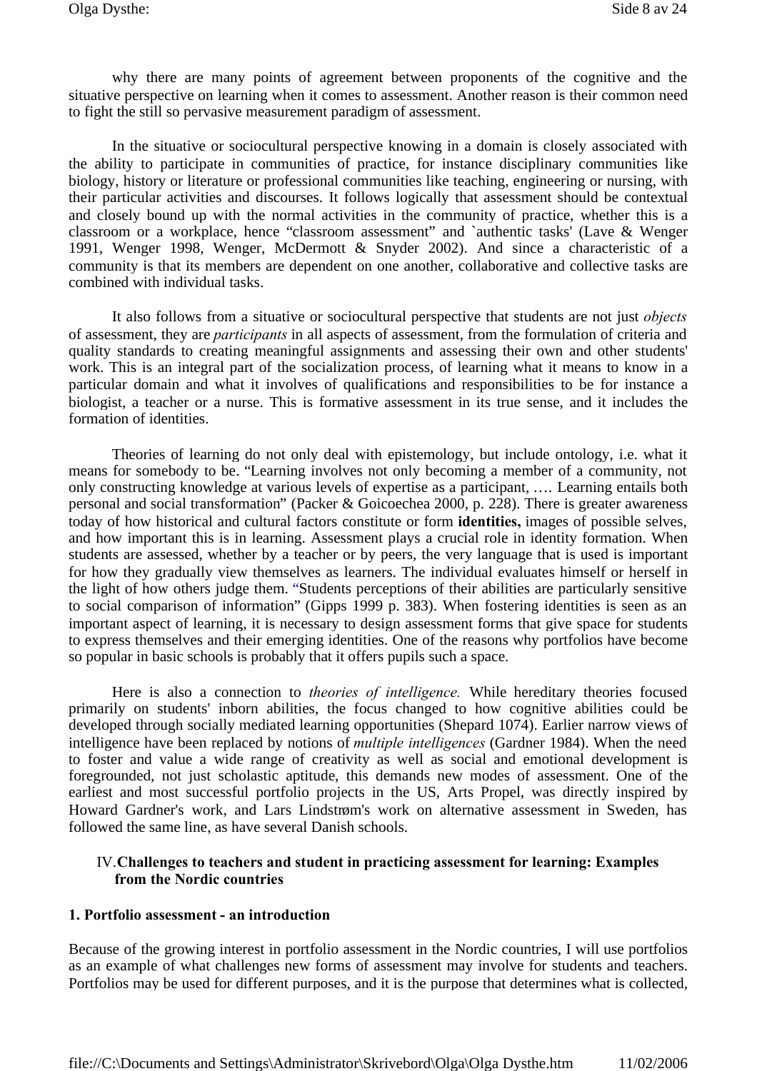why there are many points of agreement between proponents of the cognitive and the situative perspective on learning when it comes to assessment. Another reason is their common need to fight the still so pervasive measurement paradigm of assessment.

In the situative or sociocultural perspective knowing in a domain is closely associated with the ability to participate in communities of practice, for instance disciplinary communities like biology, history or literature or professional communities like teaching, engineering or nursing, with their particular activities and discourses. It follows logically that assessment should be contextual and closely bound up with the normal activities in the community of practice, whether this is a classroom or a workplace, hence "classroom assessment" and `authentic tasks' (Lave & Wenger 1991, Wenger 1998, Wenger, McDermott & Snyder 2002). And since a characteristic of a community is that its members are dependent on one another, collaborative and collective tasks are combined with individual tasks.

It also follows from a situative or sociocultural perspective that students are not just *objects* of assessment, they are *participants* in all aspects of assessment, from the formulation of criteria and quality standards to creating meaningful assignments and assessing their own and other students' work. This is an integral part of the socialization process, of learning what it means to know in a particular domain and what it involves of qualifications and responsibilities to be for instance a biologist, a teacher or a nurse. This is formative assessment in its true sense, and it includes the formation of identities.

Theories of learning do not only deal with epistemology, but include ontology, i.e. what it means for somebody to be. "Learning involves not only becoming a member of a community, not only constructing knowledge at various levels of expertise as a participant, …. Learning entails both personal and social transformation" (Packer & Goicoechea 2000, p. 228). There is greater awareness today of how historical and cultural factors constitute or form **identities,** images of possible selves, and how important this is in learning. Assessment plays a crucial role in identity formation. When students are assessed, whether by a teacher or by peers, the very language that is used is important for how they gradually view themselves as learners. The individual evaluates himself or herself in the light of how others judge them. "Students perceptions of their abilities are particularly sensitive to social comparison of information" (Gipps 1999 p. 383). When fostering identities is seen as an important aspect of learning, it is necessary to design assessment forms that give space for students to express themselves and their emerging identities. One of the reasons why portfolios have become so popular in basic schools is probably that it offers pupils such a space.

Here is also a connection to *theories of intelligence.* While hereditary theories focused primarily on students' inborn abilities, the focus changed to how cognitive abilities could be developed through socially mediated learning opportunities (Shepard 1074). Earlier narrow views of intelligence have been replaced by notions of *multiple intelligences* (Gardner 1984). When the need to foster and value a wide range of creativity as well as social and emotional development is foregrounded, not just scholastic aptitude, this demands new modes of assessment. One of the earliest and most successful portfolio projects in the US, Arts Propel, was directly inspired by Howard Gardner's work, and Lars Lindstrøm's work on alternative assessment in Sweden, has followed the same line, as have several Danish schools.

## IV. Challenges to teachers and student in practicing assessment for learning: Examples from the Nordic countries

### 1. Portfolio assessment - an introduction

Because of the growing interest in portfolio assessment in the Nordic countries, I will use portfolios as an example of what challenges new forms of assessment may involve for students and teachers. Portfolios may be used for different purposes, and it is the purpose that determines what is collected,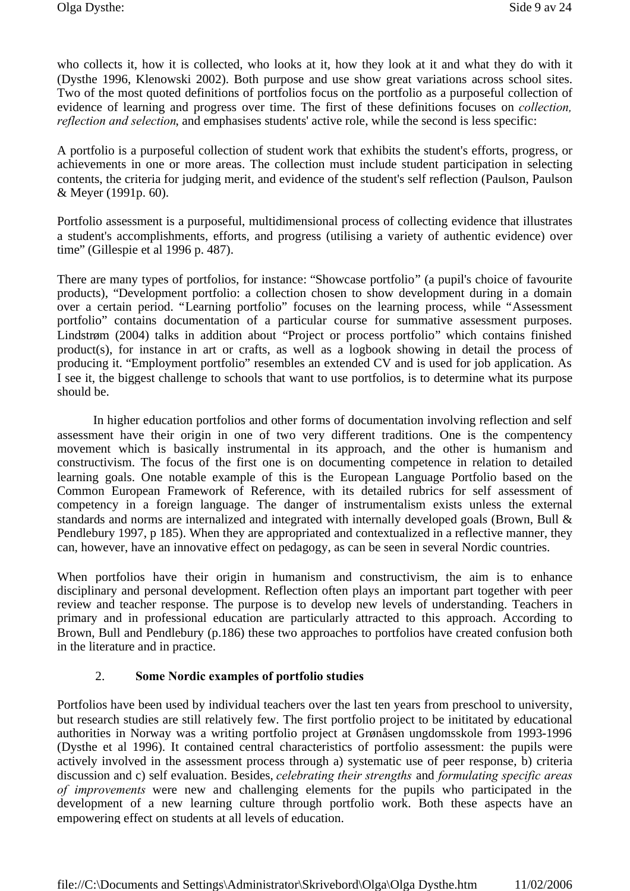who collects it, how it is collected, who looks at it, how they look at it and what they do with it (Dysthe 1996, Klenowski 2002). Both purpose and use show great variations across school sites. Two of the most quoted definitions of portfolios focus on the portfolio as a purposeful collection of evidence of learning and progress over time. The first of these definitions focuses on *collection, reflection and selection*, and emphasises students' active role, while the second is less specific:

A portfolio is a purposeful collection of student work that exhibits the student's efforts, progress, or achievements in one or more areas. The collection must include student participation in selecting contents, the criteria for judging merit, and evidence of the student's self reflection (Paulson, Paulson & Meyer (1991p. 60).

Portfolio assessment is a purposeful, multidimensional process of collecting evidence that illustrates a student's accomplishments, efforts, and progress (utilising a variety of authentic evidence) over time" (Gillespie et al 1996 p. 487).

There are many types of portfolios, for instance: "Showcase portfolio" (a pupil's choice of favourite products), "Development portfolio: a collection chosen to show development during in a domain over a certain period. "Learning portfolio" focuses on the learning process, while "Assessment portfolio" contains documentation of a particular course for summative assessment purposes. Lindstrøm (2004) talks in addition about "Project or process portfolio" which contains finished product(s), for instance in art or crafts, as well as a logbook showing in detail the process of producing it. "Employment portfolio" resembles an extended CV and is used for job application. As I see it, the biggest challenge to schools that want to use portfolios, is to determine what its purpose should be.

In higher education portfolios and other forms of documentation involving reflection and self assessment have their origin in one of two very different traditions. One is the compentency movement which is basically instrumental in its approach, and the other is humanism and constructivism. The focus of the first one is on documenting competence in relation to detailed learning goals. One notable example of this is the European Language Portfolio based on the Common European Framework of Reference, with its detailed rubrics for self assessment of competency in a foreign language. The danger of instrumentalism exists unless the external standards and norms are internalized and integrated with internally developed goals (Brown, Bull & Pendlebury 1997, p 185). When they are appropriated and contextualized in a reflective manner, they can, however, have an innovative effect on pedagogy, as can be seen in several Nordic countries.

When portfolios have their origin in humanism and constructivism, the aim is to enhance disciplinary and personal development. Reflection often plays an important part together with peer review and teacher response. The purpose is to develop new levels of understanding. Teachers in primary and in professional education are particularly attracted to this approach. According to Brown, Bull and Pendlebury (p.186) these two approaches to portfolios have created confusion both in the literature and in practice.

## 2. Some Nordic examples of portfolio studies

Portfolios have been used by individual teachers over the last ten years from preschool to university, but research studies are still relatively few. The first portfolio project to be inititated by educational authorities in Norway was a writing portfolio project at Grønåsen ungdomsskole from 1993-1996 (Dysthe et al 1996). It contained central characteristics of portfolio assessment: the pupils were actively involved in the assessment process through a) systematic use of peer response, b) criteria discussion and c) self evaluation. Besides, *celebrating their strengths* and *formulating specific areas of improvements* were new and challenging elements for the pupils who participated in the development of a new learning culture through portfolio work. Both these aspects have an empowering effect on students at all levels of education.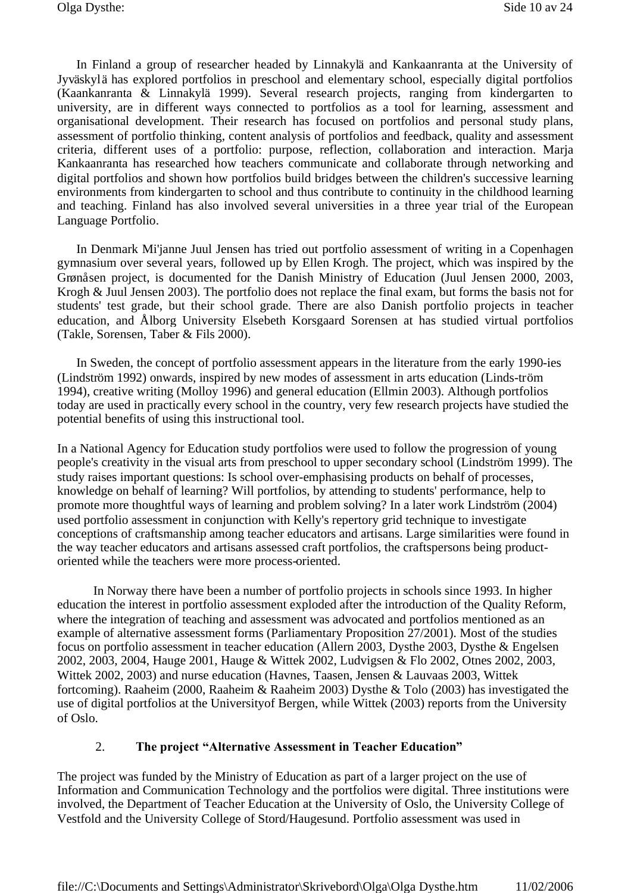In Finland a group of researcher headed by Linnakylä and Kankaanranta at the University of Jyväskylä has explored portfolios in preschool and elementary school, especially digital portfolios (Kaankanranta & Linnakylä 1999). Several research projects, ranging from kindergarten to university, are in different ways connected to portfolios as a tool for learning, assessment and organisational development. Their research has focused on portfolios and personal study plans, assessment of portfolio thinking, content analysis of portfolios and feedback, quality and assessment criteria, different uses of a portfolio: purpose, reflection, collaboration and interaction. Marja Kankaanranta has researched how teachers communicate and collaborate through networking and digital portfolios and shown how portfolios build bridges between the children's successive learning environments from kindergarten to school and thus contribute to continuity in the childhood learning and teaching. Finland has also involved several universities in a three year trial of the European Language Portfolio.

In Denmark Mi'janne Juul Jensen has tried out portfolio assessment of writing in a Copenhagen gymnasium over several years, followed up by Ellen Krogh. The project, which was inspired by the Grønåsen project, is documented for the Danish Ministry of Education (Juul Jensen 2000, 2003, Krogh & Juul Jensen 2003). The portfolio does not replace the final exam, but forms the basis not for students' test grade, but their school grade. There are also Danish portfolio projects in teacher education, and Ålborg University Elsebeth Korsgaard Sorensen at has studied virtual portfolios (Takle, Sorensen, Taber & Fils 2000).

In Sweden, the concept of portfolio assessment appears in the literature from the early 1990-ies (Lindström 1992) onwards, inspired by new modes of assessment in arts education (Linds-tröm 1994), creative writing (Molloy 1996) and general education (Ellmin 2003). Although portfolios today are used in practically every school in the country, very few research projects have studied the potential benefits of using this instructional tool.

In a National Agency for Education study portfolios were used to follow the progression of young people's creativity in the visual arts from preschool to upper secondary school (Lindström 1999). The study raises important questions: Is school over-emphasising products on behalf of processes, knowledge on behalf of learning? Will portfolios, by attending to students' performance, help to promote more thoughtful ways of learning and problem solving? In a later work Lindström (2004) used portfolio assessment in conjunction with Kelly's repertory grid technique to investigate conceptions of craftsmanship among teacher educators and artisans. Large similarities were found in the way teacher educators and artisans assessed craft portfolios, the craftspersons being product-oriented while the teachers were more process-oriented.

In Norway there have been a number of portfolio projects in schools since 1993. In higher education the interest in portfolio assessment exploded after the introduction of the Quality Reform, where the integration of teaching and assessment was advocated and portfolios mentioned as an example of alternative assessment forms (Parliamentary Proposition 27/2001). Most of the studies focus on portfolio assessment in teacher education (Allern 2003, Dysthe 2003, Dysthe & Engelsen 2002, 2003, 2004, Hauge 2001, Hauge & Wittek 2002, Ludvigsen & Flo 2002, Otnes 2002, 2003, Wittek 2002, 2003) and nurse education (Havnes, Taasen, Jensen & Lauvaas 2003, Wittek fortcoming). Raaheim (2000, Raaheim & Raaheim 2003) Dysthe & Tolo (2003) has investigated the use of digital portfolios at the Universityof Bergen, while Wittek (2003) reports from the University of Oslo.

## 2. The project "Alternative Assessment in Teacher Education"

The project was funded by the Ministry of Education as part of a larger project on the use of Information and Communication Technology and the portfolios were digital. Three institutions were involved, the Department of Teacher Education at the University of Oslo, the University College of Vestfold and the University College of Stord/Haugesund. Portfolio assessment was used in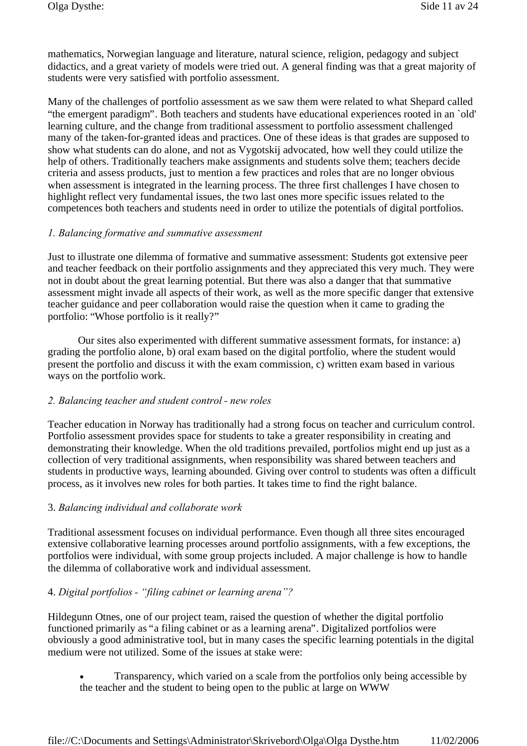mathematics, Norwegian language and literature, natural science, religion, pedagogy and subject didactics, and a great variety of models were tried out. A general finding was that a great majority of students were very satisfied with portfolio assessment.

Many of the challenges of portfolio assessment as we saw them were related to what Shepard called “the emergent paradigm”. Both teachers and students have educational experiences rooted in an `old' learning culture, and the change from traditional assessment to portfolio assessment challenged many of the taken-for-granted ideas and practices. One of these ideas is that grades are supposed to show what students can do alone, and not as Vygotskij advocated, how well they could utilize the help of others. Traditionally teachers make assignments and students solve them; teachers decide criteria and assess products, just to mention a few practices and roles that are no longer obvious when assessment is integrated in the learning process. The three first challenges I have chosen to highlight reflect very fundamental issues, the two last ones more specific issues related to the competences both teachers and students need in order to utilize the potentials of digital portfolios.

*1. Balancing formative and summative assessment*

Just to illustrate one dilemma of formative and summative assessment: Students got extensive peer and teacher feedback on their portfolio assignments and they appreciated this very much. They were not in doubt about the great learning potential. But there was also a danger that that summative assessment might invade all aspects of their work, as well as the more specific danger that extensive teacher guidance and peer collaboration would raise the question when it came to grading the portfolio: “Whose portfolio is it really?”

Our sites also experimented with different summative assessment formats, for instance: a) grading the portfolio alone, b) oral exam based on the digital portfolio, where the student would present the portfolio and discuss it with the exam commission, c) written exam based in various ways on the portfolio work.

*2. Balancing teacher and student control - new roles*

Teacher education in Norway has traditionally had a strong focus on teacher and curriculum control. Portfolio assessment provides space for students to take a greater responsibility in creating and demonstrating their knowledge. When the old traditions prevailed, portfolios might end up just as a collection of very traditional assignments, when responsibility was shared between teachers and students in productive ways, learning abounded. Giving over control to students was often a difficult process, as it involves new roles for both parties. It takes time to find the right balance.

3. *Balancing individual and collaborate work*

Traditional assessment focuses on individual performance. Even though all three sites encouraged extensive collaborative learning processes around portfolio assignments, with a few exceptions, the portfolios were individual, with some group projects included. A major challenge is how to handle the dilemma of collaborative work and individual assessment.

4. *Digital portfolios - “filing cabinet or learning arena”?*

Hildegunn Otnes, one of our project team, raised the question of whether the digital portfolio functioned primarily as “a filing cabinet or as a learning arena”. Digitalized portfolios were obviously a good administrative tool, but in many cases the specific learning potentials in the digital medium were not utilized. Some of the issues at stake were:

- Transparency, which varied on a scale from the portfolios only being accessible by the teacher and the student to being open to the public at large on WWW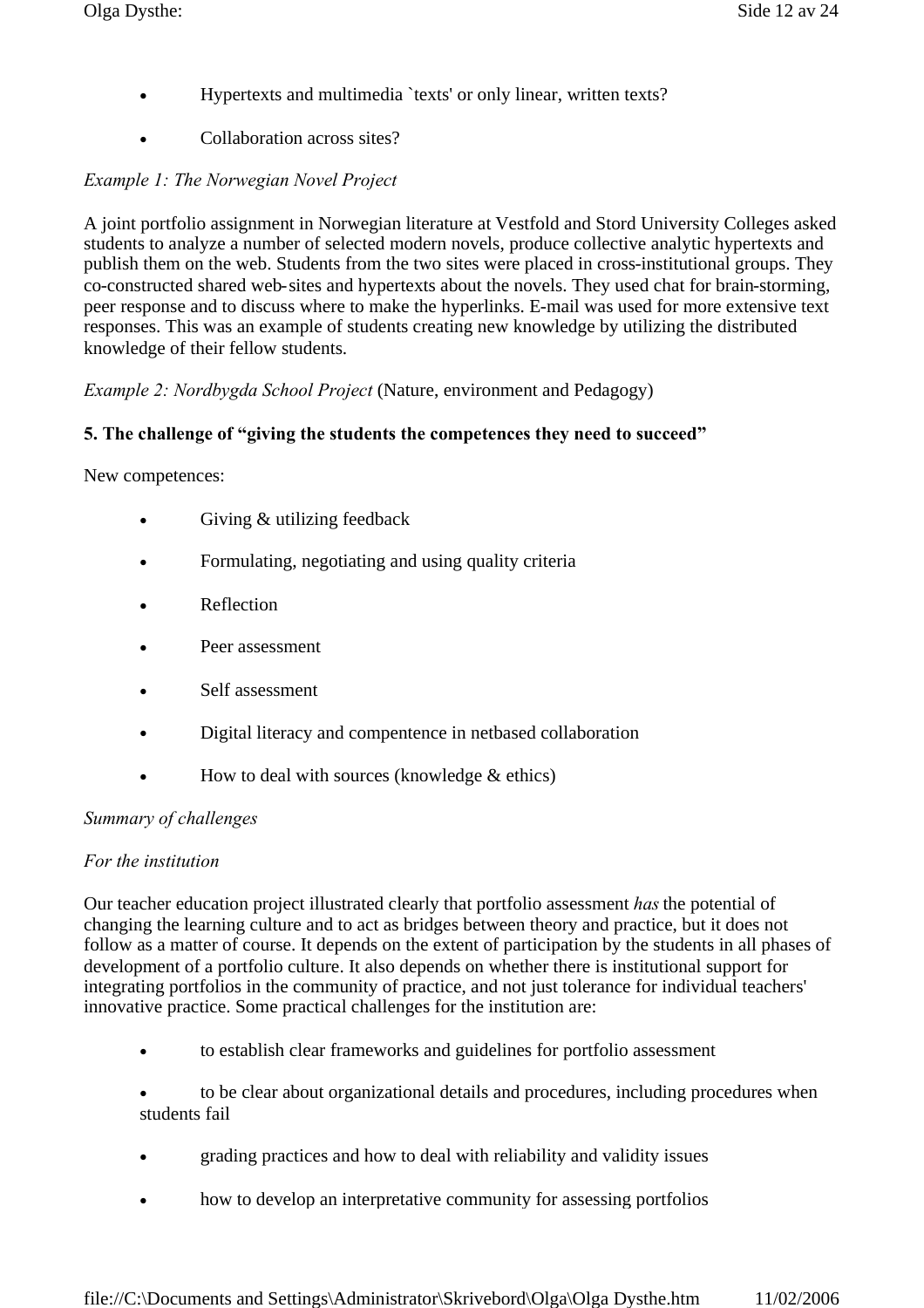- Hypertexts and multimedia `texts' or only linear, written texts?
- Collaboration across sites?

*Example 1: The Norwegian Novel Project*

A joint portfolio assignment in Norwegian literature at Vestfold and Stord University Colleges asked students to analyze a number of selected modern novels, produce collective analytic hypertexts and publish them on the web. Students from the two sites were placed in cross-institutional groups. They co-constructed shared web-sites and hypertexts about the novels. They used chat for brain-storming, peer response and to discuss where to make the hyperlinks. E-mail was used for more extensive text responses. This was an example of students creating new knowledge by utilizing the distributed knowledge of their fellow students.

*Example 2: Nordbygda School Project* (Nature, environment and Pedagogy)

**5. The challenge of "giving the students the competences they need to succeed"**

New competences:

- Giving & utilizing feedback
- Formulating, negotiating and using quality criteria
- Reflection
- Peer assessment
- Self assessment
- Digital literacy and compentence in netbased collaboration
- How to deal with sources (knowledge & ethics)

*Summary of challenges*

*For the institution*

Our teacher education project illustrated clearly that portfolio assessment *has* the potential of changing the learning culture and to act as bridges between theory and practice, but it does not follow as a matter of course. It depends on the extent of participation by the students in all phases of development of a portfolio culture. It also depends on whether there is institutional support for integrating portfolios in the community of practice, and not just tolerance for individual teachers' innovative practice. Some practical challenges for the institution are:

- to establish clear frameworks and guidelines for portfolio assessment
- to be clear about organizational details and procedures, including procedures when students fail
- grading practices and how to deal with reliability and validity issues
- how to develop an interpretative community for assessing portfolios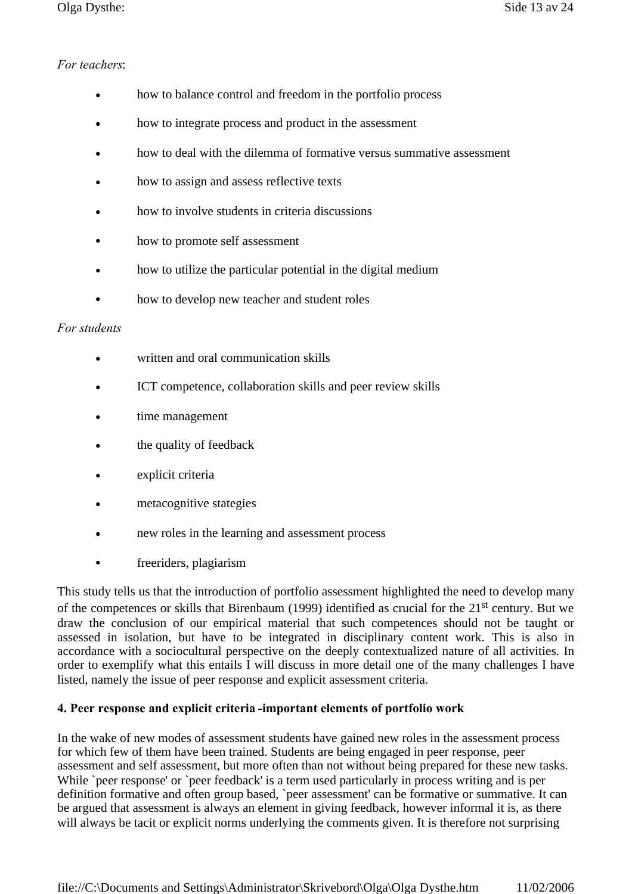*For teachers*:

- how to balance control and freedom in the portfolio process
- how to integrate process and product in the assessment
- how to deal with the dilemma of formative versus summative assessment
- how to assign and assess reflective texts
- how to involve students in criteria discussions
- how to promote self assessment
- how to utilize the particular potential in the digital medium
- how to develop new teacher and student roles

*For students*

- written and oral communication skills
- ICT competence, collaboration skills and peer review skills
- time management
- the quality of feedback
- explicit criteria
- metacognitive stategies
- new roles in the learning and assessment process
- freeriders, plagiarism

This study tells us that the introduction of portfolio assessment highlighted the need to develop many of the competences or skills that Birenbaum (1999) identified as crucial for the 21st century. But we draw the conclusion of our empirical material that such competences should not be taught or assessed in isolation, but have to be integrated in disciplinary content work. This is also in accordance with a sociocultural perspective on the deeply contextualized nature of all activities. In order to exemplify what this entails I will discuss in more detail one of the many challenges I have listed, namely the issue of peer response and explicit assessment criteria.

**4. Peer response and explicit criteria -important elements of portfolio work**

In the wake of new modes of assessment students have gained new roles in the assessment process for which few of them have been trained. Students are being engaged in peer response, peer assessment and self assessment, but more often than not without being prepared for these new tasks. While `peer response' or `peer feedback' is a term used particularly in process writing and is per definition formative and often group based, `peer assessment' can be formative or summative. It can be argued that assessment is always an element in giving feedback, however informal it is, as there will always be tacit or explicit norms underlying the comments given. It is therefore not surprising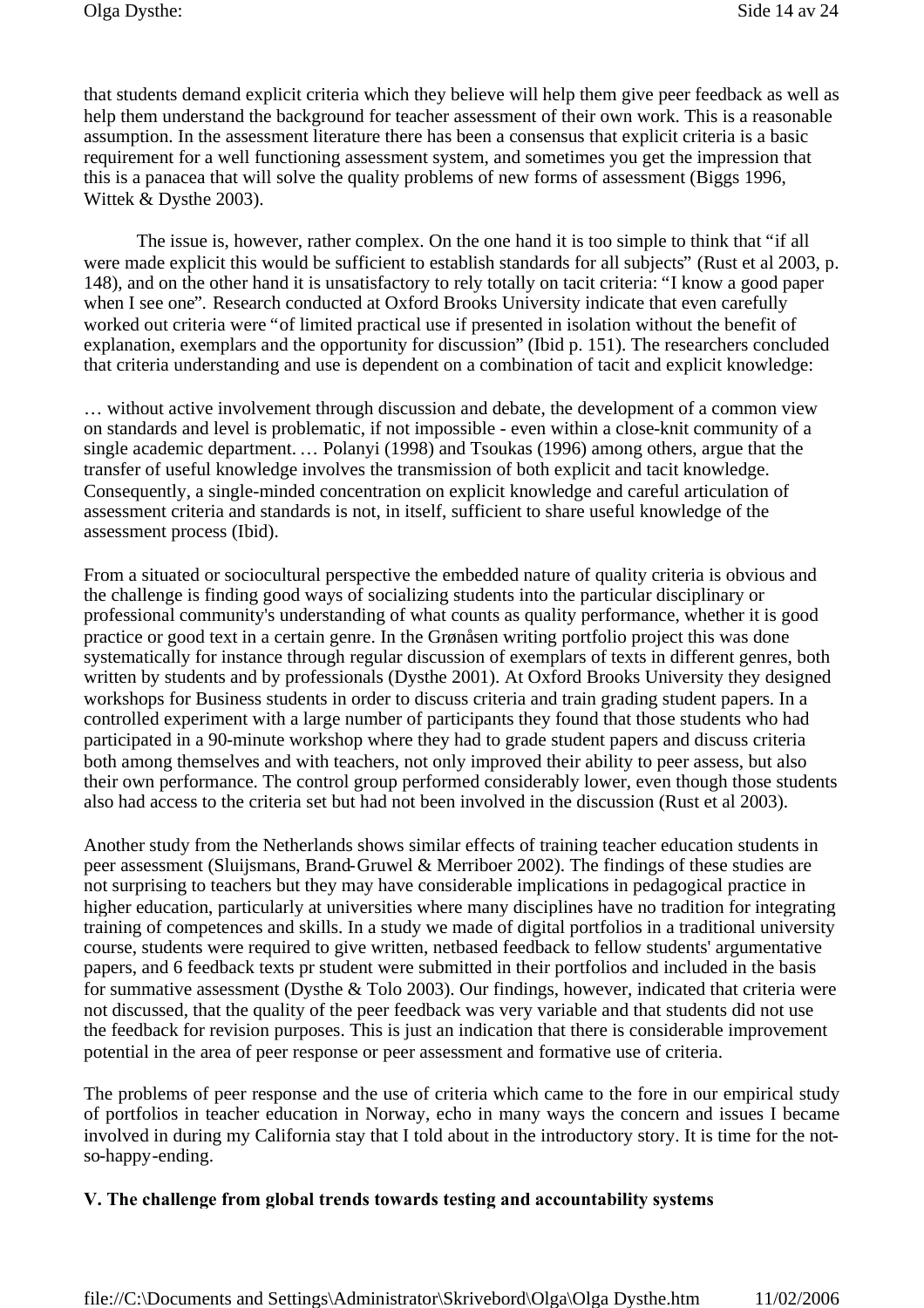that students demand explicit criteria which they believe will help them give peer feedback as well as help them understand the background for teacher assessment of their own work. This is a reasonable assumption. In the assessment literature there has been a consensus that explicit criteria is a basic requirement for a well functioning assessment system, and sometimes you get the impression that this is a panacea that will solve the quality problems of new forms of assessment (Biggs 1996, Wittek & Dysthe 2003).

The issue is, however, rather complex. On the one hand it is too simple to think that "if all were made explicit this would be sufficient to establish standards for all subjects" (Rust et al 2003, p. 148), and on the other hand it is unsatisfactory to rely totally on tacit criteria: "I know a good paper when I see one". Research conducted at Oxford Brooks University indicate that even carefully worked out criteria were "of limited practical use if presented in isolation without the benefit of explanation, exemplars and the opportunity for discussion" (Ibid p. 151). The researchers concluded that criteria understanding and use is dependent on a combination of tacit and explicit knowledge:

> … without active involvement through discussion and debate, the development of a common view on standards and level is problematic, if not impossible - even within a close-knit community of a single academic department. … Polanyi (1998) and Tsoukas (1996) among others, argue that the transfer of useful knowledge involves the transmission of both explicit and tacit knowledge. Consequently, a single-minded concentration on explicit knowledge and careful articulation of assessment criteria and standards is not, in itself, sufficient to share useful knowledge of the assessment process (Ibid).

From a situated or sociocultural perspective the embedded nature of quality criteria is obvious and the challenge is finding good ways of socializing students into the particular disciplinary or professional community's understanding of what counts as quality performance, whether it is good practice or good text in a certain genre. In the Grønåsen writing portfolio project this was done systematically for instance through regular discussion of exemplars of texts in different genres, both written by students and by professionals (Dysthe 2001). At Oxford Brooks University they designed workshops for Business students in order to discuss criteria and train grading student papers. In a controlled experiment with a large number of participants they found that those students who had participated in a 90-minute workshop where they had to grade student papers and discuss criteria both among themselves and with teachers, not only improved their ability to peer assess, but also their own performance. The control group performed considerably lower, even though those students also had access to the criteria set but had not been involved in the discussion (Rust et al 2003).

Another study from the Netherlands shows similar effects of training teacher education students in peer assessment (Sluijsmans, Brand-Gruwel & Merriboer 2002). The findings of these studies are not surprising to teachers but they may have considerable implications in pedagogical practice in higher education, particularly at universities where many disciplines have no tradition for integrating training of competences and skills. In a study we made of digital portfolios in a traditional university course, students were required to give written, netbased feedback to fellow students' argumentative papers, and 6 feedback texts pr student were submitted in their portfolios and included in the basis for summative assessment (Dysthe & Tolo 2003). Our findings, however, indicated that criteria were not discussed, that the quality of the peer feedback was very variable and that students did not use the feedback for revision purposes. This is just an indication that there is considerable improvement potential in the area of peer response or peer assessment and formative use of criteria.

The problems of peer response and the use of criteria which came to the fore in our empirical study of portfolios in teacher education in Norway, echo in many ways the concern and issues I became involved in during my California stay that I told about in the introductory story. It is time for the not-so-happy-ending.

## V. The challenge from global trends towards testing and accountability systems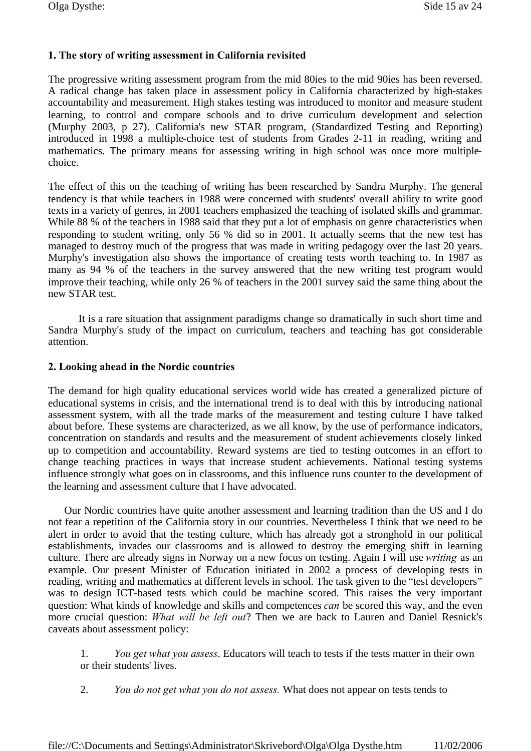## 1. The story of writing assessment in California revisited

The progressive writing assessment program from the mid 80ies to the mid 90ies has been reversed. A radical change has taken place in assessment policy in California characterized by high-stakes accountability and measurement. High stakes testing was introduced to monitor and measure student learning, to control and compare schools and to drive curriculum development and selection (Murphy 2003, p 27). California's new STAR program, (Standardized Testing and Reporting) introduced in 1998 a multiple-choice test of students from Grades 2-11 in reading, writing and mathematics. The primary means for assessing writing in high school was once more multiple-choice.

The effect of this on the teaching of writing has been researched by Sandra Murphy. The general tendency is that while teachers in 1988 were concerned with students' overall ability to write good texts in a variety of genres, in 2001 teachers emphasized the teaching of isolated skills and grammar. While 88 % of the teachers in 1988 said that they put a lot of emphasis on genre characteristics when responding to student writing, only 56 % did so in 2001. It actually seems that the new test has managed to destroy much of the progress that was made in writing pedagogy over the last 20 years. Murphy's investigation also shows the importance of creating tests worth teaching to. In 1987 as many as 94 % of the teachers in the survey answered that the new writing test program would improve their teaching, while only 26 % of teachers in the 2001 survey said the same thing about the new STAR test.

It is a rare situation that assignment paradigms change so dramatically in such short time and Sandra Murphy's study of the impact on curriculum, teachers and teaching has got considerable attention.

## 2. Looking ahead in the Nordic countries

The demand for high quality educational services world wide has created a generalized picture of educational systems in crisis, and the international trend is to deal with this by introducing national assessment system, with all the trade marks of the measurement and testing culture I have talked about before. These systems are characterized, as we all know, by the use of performance indicators, concentration on standards and results and the measurement of student achievements closely linked up to competition and accountability. Reward systems are tied to testing outcomes in an effort to change teaching practices in ways that increase student achievements. National testing systems influence strongly what goes on in classrooms, and this influence runs counter to the development of the learning and assessment culture that I have advocated.

Our Nordic countries have quite another assessment and learning tradition than the US and I do not fear a repetition of the California story in our countries. Nevertheless I think that we need to be alert in order to avoid that the testing culture, which has already got a stronghold in our political establishments, invades our classrooms and is allowed to destroy the emerging shift in learning culture. There are already signs in Norway on a new focus on testing. Again I will use *writing* as an example. Our present Minister of Education initiated in 2002 a process of developing tests in reading, writing and mathematics at different levels in school. The task given to the "test developers" was to design ICT-based tests which could be machine scored. This raises the very important question: What kinds of knowledge and skills and competences *can* be scored this way, and the even more crucial question: *What will be left out*? Then we are back to Lauren and Daniel Resnick's caveats about assessment policy:

1. *You get what you assess*. Educators will teach to tests if the tests matter in their own or their students' lives.

2. *You do not get what you do not assess.* What does not appear on tests tends to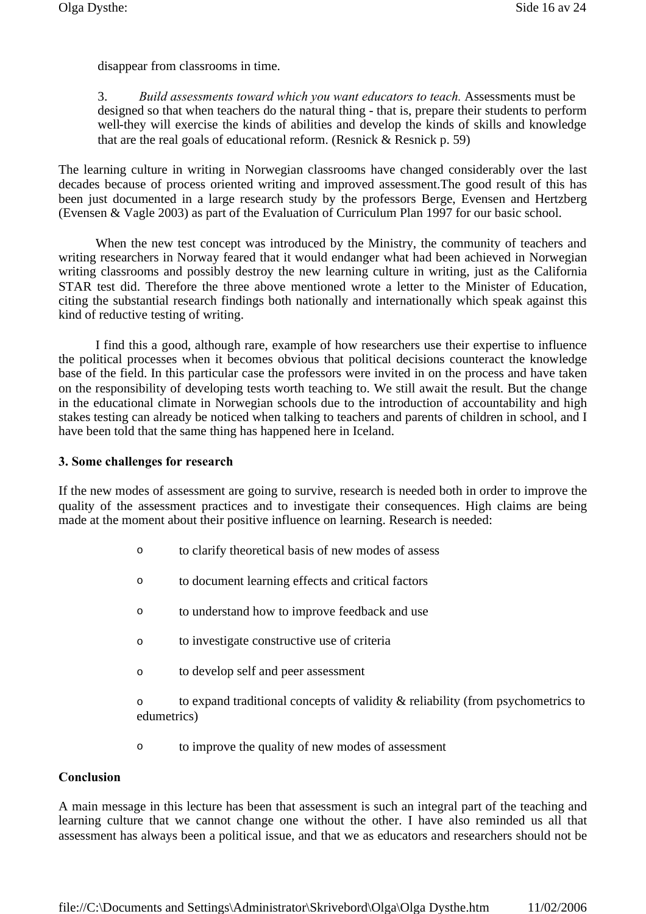disappear from classrooms in time.

3. *Build assessments toward which you want educators to teach.* Assessments must be designed so that when teachers do the natural thing - that is, prepare their students to perform well-they will exercise the kinds of abilities and develop the kinds of skills and knowledge that are the real goals of educational reform. (Resnick & Resnick p. 59)

The learning culture in writing in Norwegian classrooms have changed considerably over the last decades because of process oriented writing and improved assessment.The good result of this has been just documented in a large research study by the professors Berge, Evensen and Hertzberg (Evensen & Vagle 2003) as part of the Evaluation of Curriculum Plan 1997 for our basic school.

When the new test concept was introduced by the Ministry, the community of teachers and writing researchers in Norway feared that it would endanger what had been achieved in Norwegian writing classrooms and possibly destroy the new learning culture in writing, just as the California STAR test did. Therefore the three above mentioned wrote a letter to the Minister of Education, citing the substantial research findings both nationally and internationally which speak against this kind of reductive testing of writing.

I find this a good, although rare, example of how researchers use their expertise to influence the political processes when it becomes obvious that political decisions counteract the knowledge base of the field. In this particular case the professors were invited in on the process and have taken on the responsibility of developing tests worth teaching to. We still await the result. But the change in the educational climate in Norwegian schools due to the introduction of accountability and high stakes testing can already be noticed when talking to teachers and parents of children in school, and I have been told that the same thing has happened here in Iceland.

**3. Some challenges for research**

If the new modes of assessment are going to survive, research is needed both in order to improve the quality of the assessment practices and to investigate their consequences. High claims are being made at the moment about their positive influence on learning. Research is needed:

- to clarify theoretical basis of new modes of assess
- to document learning effects and critical factors
- to understand how to improve feedback and use
- to investigate constructive use of criteria
- to develop self and peer assessment
- to expand traditional concepts of validity & reliability (from psychometrics to edumetrics)
- to improve the quality of new modes of assessment

**Conclusion**

A main message in this lecture has been that assessment is such an integral part of the teaching and learning culture that we cannot change one without the other. I have also reminded us all that assessment has always been a political issue, and that we as educators and researchers should not be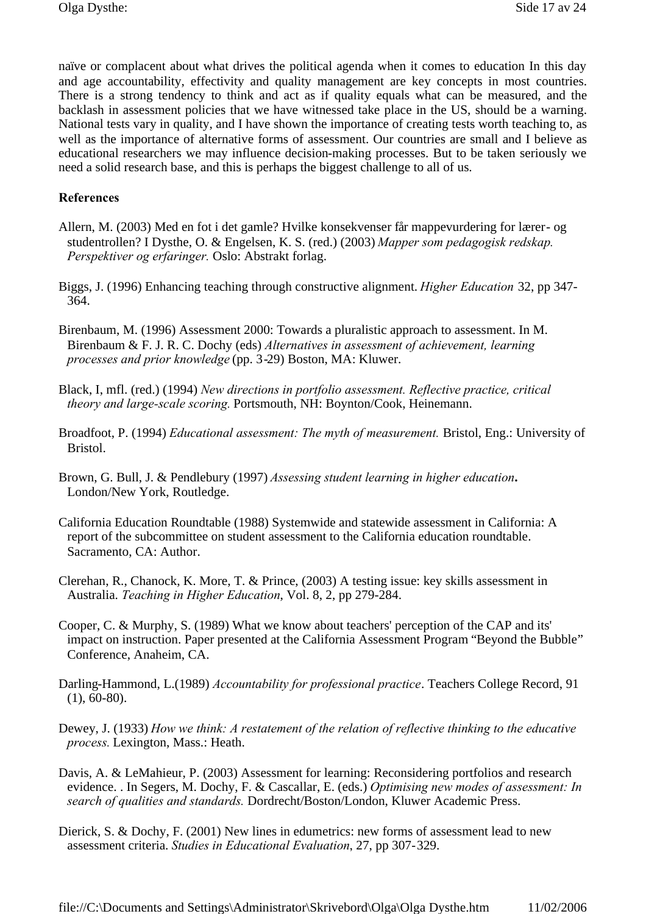naïve or complacent about what drives the political agenda when it comes to education In this day and age accountability, effectivity and quality management are key concepts in most countries. There is a strong tendency to think and act as if quality equals what can be measured, and the backlash in assessment policies that we have witnessed take place in the US, should be a warning. National tests vary in quality, and I have shown the importance of creating tests worth teaching to, as well as the importance of alternative forms of assessment. Our countries are small and I believe as educational researchers we may influence decision-making processes. But to be taken seriously we need a solid research base, and this is perhaps the biggest challenge to all of us.

**References**

Allern, M. (2003) Med en fot i det gamle? Hvilke konsekvenser får mappevurdering for lærer- og studentrollen? I Dysthe, O. & Engelsen, K. S. (red.) (2003) *Mapper som pedagogisk redskap. Perspektiver og erfaringer.* Oslo: Abstrakt forlag.

Biggs, J. (1996) Enhancing teaching through constructive alignment. *Higher Education* 32, pp 347-364.

Birenbaum, M. (1996) Assessment 2000: Towards a pluralistic approach to assessment. In M. Birenbaum & F. J. R. C. Dochy (eds) *Alternatives in assessment of achievement, learning processes and prior knowledge* (pp. 3-29) Boston, MA: Kluwer.

Black, I, mfl. (red.) (1994) *New directions in portfolio assessment. Reflective practice, critical theory and large-scale scoring.* Portsmouth, NH: Boynton/Cook, Heinemann.

Broadfoot, P. (1994) *Educational assessment: The myth of measurement.* Bristol, Eng.: University of Bristol.

Brown, G. Bull, J. & Pendlebury (1997) *Assessing student learning in higher education***.** London/New York, Routledge.

California Education Roundtable (1988) Systemwide and statewide assessment in California: A report of the subcommittee on student assessment to the California education roundtable. Sacramento, CA: Author.

Clerehan, R., Chanock, K. More, T. & Prince, (2003) A testing issue: key skills assessment in Australia. *Teaching in Higher Education*, Vol. 8, 2, pp 279-284.

Cooper, C. & Murphy, S. (1989) What we know about teachers' perception of the CAP and its' impact on instruction. Paper presented at the California Assessment Program "Beyond the Bubble" Conference, Anaheim, CA.

Darling-Hammond, L.(1989) *Accountability for professional practice*. Teachers College Record, 91 (1), 60-80).

Dewey, J. (1933) *How we think: A restatement of the relation of reflective thinking to the educative process.* Lexington, Mass.: Heath.

Davis, A. & LeMahieur, P. (2003) Assessment for learning: Reconsidering portfolios and research evidence. . In Segers, M. Dochy, F. & Cascallar, E. (eds.) *Optimising new modes of assessment: In search of qualities and standards.* Dordrecht/Boston/London, Kluwer Academic Press.

Dierick, S. & Dochy, F. (2001) New lines in edumetrics: new forms of assessment lead to new assessment criteria. *Studies in Educational Evaluation*, 27, pp 307-329.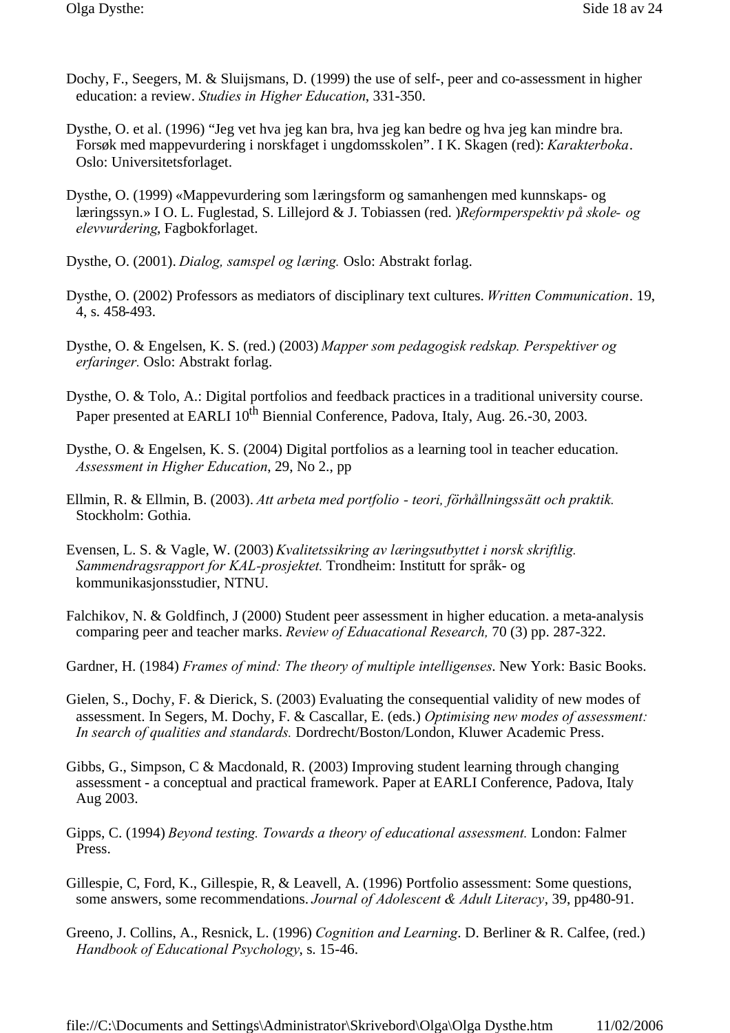Dochy, F., Seegers, M. & Sluijsmans, D. (1999) the use of self-, peer and co-assessment in higher education: a review. *Studies in Higher Education*, 331-350.

Dysthe, O. et al. (1996) "Jeg vet hva jeg kan bra, hva jeg kan bedre og hva jeg kan mindre bra. Forsøk med mappevurdering i norskfaget i ungdomsskolen". I K. Skagen (red): *Karakterboka*. Oslo: Universitetsforlaget.

Dysthe, O. (1999) «Mappevurdering som læringsform og samanhengen med kunnskaps- og læringssyn.» I O. L. Fuglestad, S. Lillejord & J. Tobiassen (red. )*Reformperspektiv på skole- og elevvurdering*, Fagbokforlaget.

Dysthe, O. (2001). *Dialog, samspel og læring.* Oslo: Abstrakt forlag.

Dysthe, O. (2002) Professors as mediators of disciplinary text cultures. *Written Communication*. 19, 4, s. 458-493.

Dysthe, O. & Engelsen, K. S. (red.) (2003) *Mapper som pedagogisk redskap. Perspektiver og erfaringer.* Oslo: Abstrakt forlag.

Dysthe, O. & Tolo, A.: Digital portfolios and feedback practices in a traditional university course. Paper presented at EARLI 10th Biennial Conference, Padova, Italy, Aug. 26.-30, 2003.

Dysthe, O. & Engelsen, K. S. (2004) Digital portfolios as a learning tool in teacher education. *Assessment in Higher Education*, 29, No 2., pp

Ellmin, R. & Ellmin, B. (2003). *Att arbeta med portfolio - teori, förhållningssätt och praktik.* Stockholm: Gothia.

Evensen, L. S. & Vagle, W. (2003) *Kvalitetssikring av læringsutbyttet i norsk skriftlig. Sammendragsrapport for KAL-prosjektet.* Trondheim: Institutt for språk- og kommunikasjonsstudier, NTNU.

Falchikov, N. & Goldfinch, J (2000) Student peer assessment in higher education. a meta-analysis comparing peer and teacher marks. *Review of Eduacational Research,* 70 (3) pp. 287-322.

Gardner, H. (1984) *Frames of mind: The theory of multiple intelligenses*. New York: Basic Books.

Gielen, S., Dochy, F. & Dierick, S. (2003) Evaluating the consequential validity of new modes of assessment. In Segers, M. Dochy, F. & Cascallar, E. (eds.) *Optimising new modes of assessment: In search of qualities and standards.* Dordrecht/Boston/London, Kluwer Academic Press.

Gibbs, G., Simpson, C & Macdonald, R. (2003) Improving student learning through changing assessment - a conceptual and practical framework. Paper at EARLI Conference, Padova, Italy Aug 2003.

Gipps, C. (1994) *Beyond testing. Towards a theory of educational assessment.* London: Falmer Press.

Gillespie, C, Ford, K., Gillespie, R, & Leavell, A. (1996) Portfolio assessment: Some questions, some answers, some recommendations. *Journal of Adolescent & Adult Literacy*, 39, pp480-91.

Greeno, J. Collins, A., Resnick, L. (1996) *Cognition and Learning*. D. Berliner & R. Calfee, (red.) *Handbook of Educational Psychology*, s. 15-46.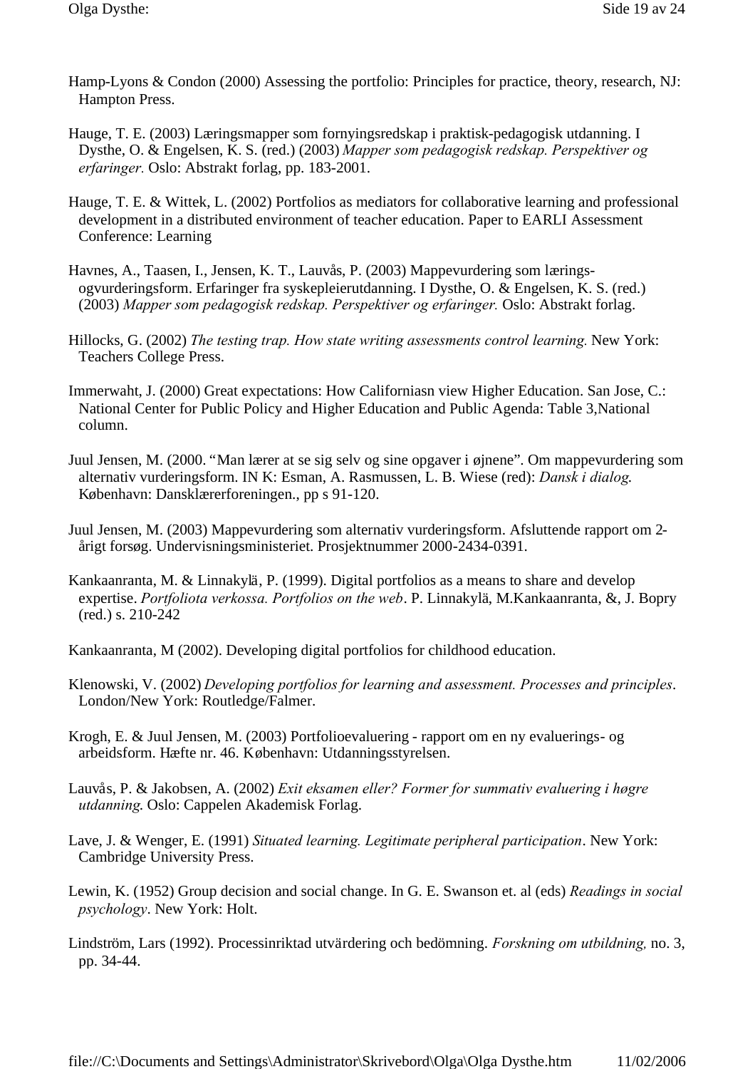Hamp-Lyons & Condon (2000) Assessing the portfolio: Principles for practice, theory, research, NJ: Hampton Press.

Hauge, T. E. (2003) Læringsmapper som fornyingsredskap i praktisk-pedagogisk utdanning. I Dysthe, O. & Engelsen, K. S. (red.) (2003) *Mapper som pedagogisk redskap. Perspektiver og erfaringer.* Oslo: Abstrakt forlag, pp. 183-2001.

Hauge, T. E. & Wittek, L. (2002) Portfolios as mediators for collaborative learning and professional development in a distributed environment of teacher education. Paper to EARLI Assessment Conference: Learning

Havnes, A., Taasen, I., Jensen, K. T., Lauvås, P. (2003) Mappevurdering som lærings-ogvurderingsform. Erfaringer fra syskepleierutdanning. I Dysthe, O. & Engelsen, K. S. (red.) (2003) *Mapper som pedagogisk redskap. Perspektiver og erfaringer.* Oslo: Abstrakt forlag.

Hillocks, G. (2002) *The testing trap. How state writing assessments control learning.* New York: Teachers College Press.

Immerwaht, J. (2000) Great expectations: How Californiasn view Higher Education. San Jose, C.: National Center for Public Policy and Higher Education and Public Agenda: Table 3,National column.

Juul Jensen, M. (2000. "Man lærer at se sig selv og sine opgaver i øjnene". Om mappevurdering som alternativ vurderingsform. IN K: Esman, A. Rasmussen, L. B. Wiese (red): *Dansk i dialog.* København: Dansklærerforeningen., pp s 91-120.

Juul Jensen, M. (2003) Mappevurdering som alternativ vurderingsform. Afsluttende rapport om 2-årigt forsøg. Undervisningsministeriet. Prosjektnummer 2000-2434-0391.

Kankaanranta, M. & Linnakylä, P. (1999). Digital portfolios as a means to share and develop expertise. *Portfoliota verkossa. Portfolios on the web*. P. Linnakylä, M.Kankaanranta, &, J. Bopry (red.) s. 210-242

Kankaanranta, M (2002). Developing digital portfolios for childhood education.

Klenowski, V. (2002) *Developing portfolios for learning and assessment. Processes and principles*. London/New York: Routledge/Falmer.

Krogh, E. & Juul Jensen, M. (2003) Portfolioevaluering - rapport om en ny evaluerings- og arbeidsform. Hæfte nr. 46. København: Utdanningsstyrelsen.

Lauvås, P. & Jakobsen, A. (2002) *Exit eksamen eller? Former for summativ evaluering i høgre utdanning.* Oslo: Cappelen Akademisk Forlag.

Lave, J. & Wenger, E. (1991) *Situated learning. Legitimate peripheral participation*. New York: Cambridge University Press.

Lewin, K. (1952) Group decision and social change. In G. E. Swanson et. al (eds) *Readings in social psychology*. New York: Holt.

Lindström, Lars (1992). Processinriktad utvärdering och bedömning. *Forskning om utbildning,* no. 3, pp. 34-44.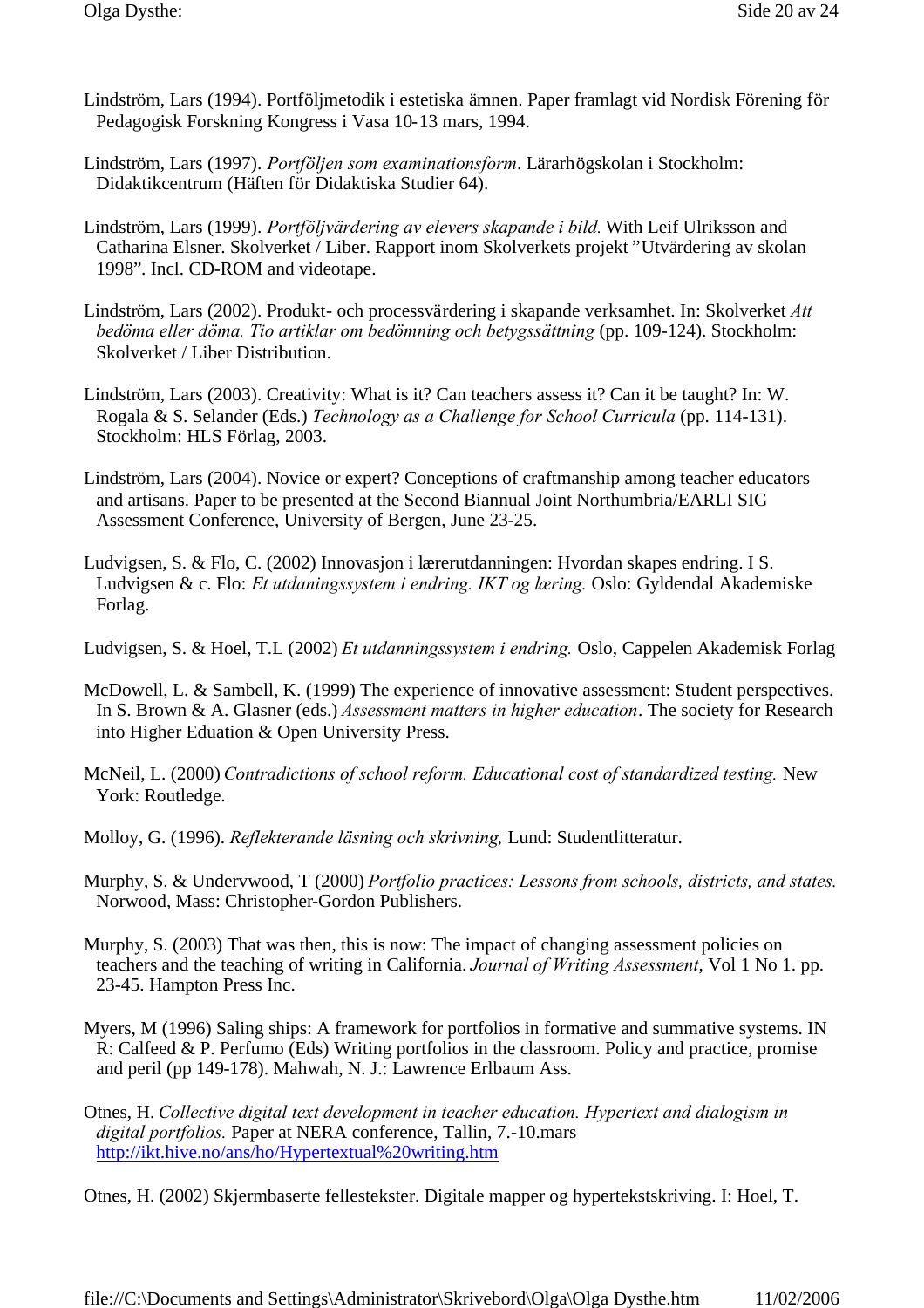Lindström, Lars (1994). Portföljmetodik i estetiska ämnen. Paper framlagt vid Nordisk Förening för Pedagogisk Forskning Kongress i Vasa 10-13 mars, 1994.

Lindström, Lars (1997). *Portföljen som examinationsform*. Lärarhögskolan i Stockholm: Didaktikcentrum (Häften för Didaktiska Studier 64).

Lindström, Lars (1999). *Portföljvärdering av elevers skapande i bild.* With Leif Ulriksson and Catharina Elsner. Skolverket / Liber. Rapport inom Skolverkets projekt "Utvärdering av skolan 1998". Incl. CD-ROM and videotape.

Lindström, Lars (2002). Produkt- och processvärdering i skapande verksamhet. In: Skolverket *Att bedöma eller döma. Tio artiklar om bedömning och betygssättning* (pp. 109-124). Stockholm: Skolverket / Liber Distribution.

Lindström, Lars (2003). Creativity: What is it? Can teachers assess it? Can it be taught? In: W. Rogala & S. Selander (Eds.) *Technology as a Challenge for School Curricula* (pp. 114-131). Stockholm: HLS Förlag, 2003.

Lindström, Lars (2004). Novice or expert? Conceptions of craftmanship among teacher educators and artisans. Paper to be presented at the Second Biannual Joint Northumbria/EARLI SIG Assessment Conference, University of Bergen, June 23-25.

Ludvigsen, S. & Flo, C. (2002) Innovasjon i lærerutdanningen: Hvordan skapes endring. I S. Ludvigsen & c. Flo: *Et utdaningssystem i endring. IKT og læring.* Oslo: Gyldendal Akademiske Forlag.

Ludvigsen, S. & Hoel, T.L (2002) *Et utdanningssystem i endring.* Oslo, Cappelen Akademisk Forlag

McDowell, L. & Sambell, K. (1999) The experience of innovative assessment: Student perspectives. In S. Brown & A. Glasner (eds.) *Assessment matters in higher education*. The society for Research into Higher Eduation & Open University Press.

McNeil, L. (2000) *Contradictions of school reform. Educational cost of standardized testing.* New York: Routledge.

Molloy, G. (1996). *Reflekterande läsning och skrivning,* Lund: Studentlitteratur.

Murphy, S. & Undervwood, T (2000) *Portfolio practices: Lessons from schools, districts, and states.* Norwood, Mass: Christopher-Gordon Publishers.

Murphy, S. (2003) That was then, this is now: The impact of changing assessment policies on teachers and the teaching of writing in California. *Journal of Writing Assessment*, Vol 1 No 1. pp. 23-45. Hampton Press Inc.

Myers, M (1996) Saling ships: A framework for portfolios in formative and summative systems. IN R: Calfeed & P. Perfumo (Eds) Writing portfolios in the classroom. Policy and practice, promise and peril (pp 149-178). Mahwah, N. J.: Lawrence Erlbaum Ass.

Otnes, H. *Collective digital text development in teacher education. Hypertext and dialogism in digital portfolios.* Paper at NERA conference, Tallin, 7.-10.mars http://ikt.hive.no/ans/ho/Hypertextual%20writing.htm

Otnes, H. (2002) Skjermbaserte fellestekster. Digitale mapper og hypertekstskriving. I: Hoel, T.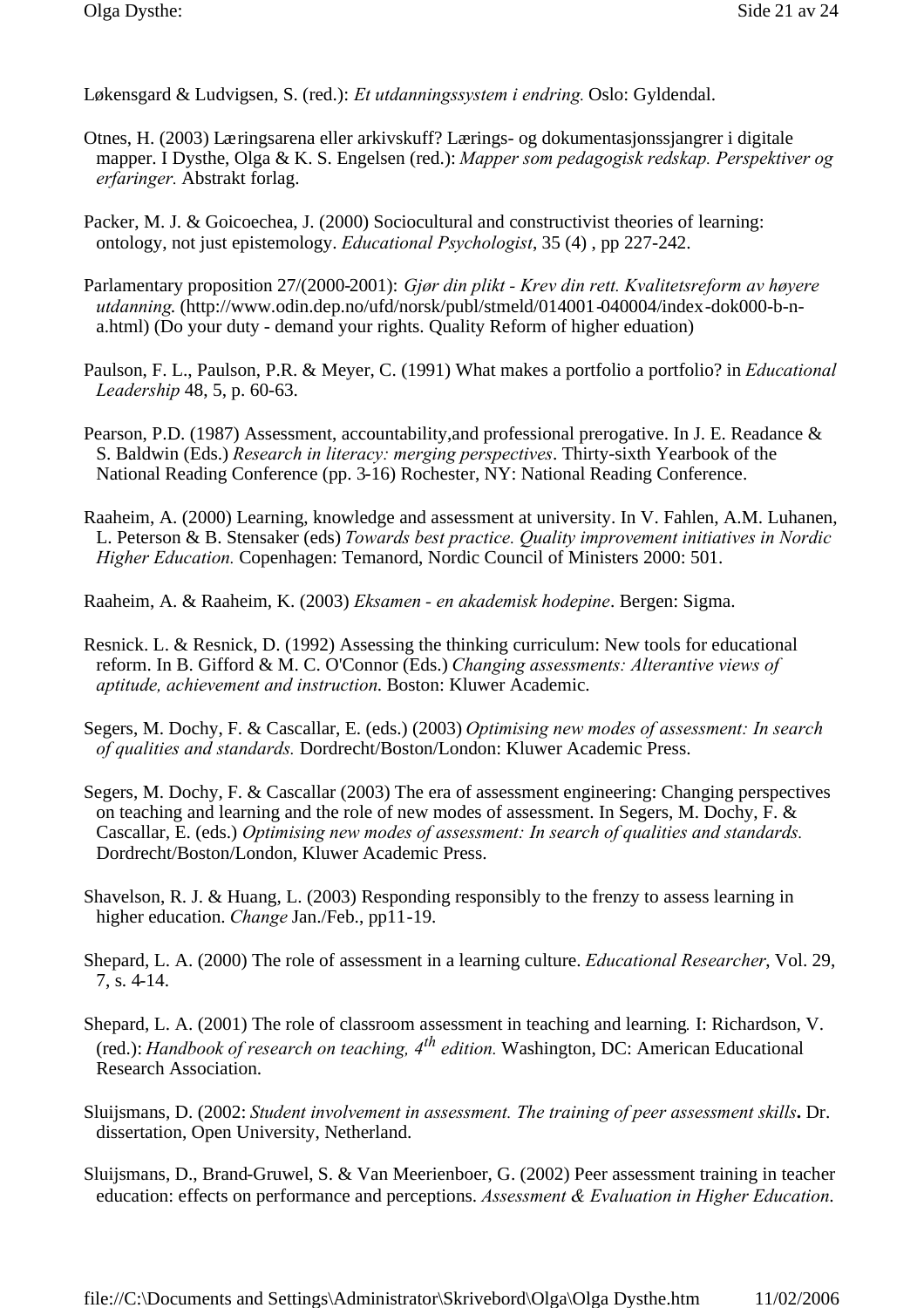Løkensgard & Ludvigsen, S. (red.): *Et utdanningssystem i endring.* Oslo: Gyldendal.

Otnes, H. (2003) Læringsarena eller arkivskuff? Lærings- og dokumentasjonssjangrer i digitale mapper. I Dysthe, Olga & K. S. Engelsen (red.): *Mapper som pedagogisk redskap. Perspektiver og erfaringer.* Abstrakt forlag.

Packer, M. J. & Goicoechea, J. (2000) Sociocultural and constructivist theories of learning: ontology, not just epistemology. *Educational Psychologist*, 35 (4) , pp 227-242.

Parlamentary proposition 27/(2000-2001): *Gjør din plikt - Krev din rett. Kvalitetsreform av høyere utdanning.* (http://www.odin.dep.no/ufd/norsk/publ/stmeld/014001-040004/index-dok000-b-n-a.html) (Do your duty - demand your rights. Quality Reform of higher eduation)

Paulson, F. L., Paulson, P.R. & Meyer, C. (1991) What makes a portfolio a portfolio? in *Educational Leadership* 48, 5, p. 60-63.

Pearson, P.D. (1987) Assessment, accountability,and professional prerogative. In J. E. Readance & S. Baldwin (Eds.) *Research in literacy: merging perspectives*. Thirty-sixth Yearbook of the National Reading Conference (pp. 3-16) Rochester, NY: National Reading Conference.

Raaheim, A. (2000) Learning, knowledge and assessment at university. In V. Fahlen, A.M. Luhanen, L. Peterson & B. Stensaker (eds) *Towards best practice. Quality improvement initiatives in Nordic Higher Education.* Copenhagen: Temanord, Nordic Council of Ministers 2000: 501.

Raaheim, A. & Raaheim, K. (2003) *Eksamen - en akademisk hodepine*. Bergen: Sigma.

Resnick. L. & Resnick, D. (1992) Assessing the thinking curriculum: New tools for educational reform. In B. Gifford & M. C. O'Connor (Eds.) *Changing assessments: Alterantive views of aptitude, achievement and instruction.* Boston: Kluwer Academic.

Segers, M. Dochy, F. & Cascallar, E. (eds.) (2003) *Optimising new modes of assessment: In search of qualities and standards.* Dordrecht/Boston/London: Kluwer Academic Press.

Segers, M. Dochy, F. & Cascallar (2003) The era of assessment engineering: Changing perspectives on teaching and learning and the role of new modes of assessment. In Segers, M. Dochy, F. & Cascallar, E. (eds.) *Optimising new modes of assessment: In search of qualities and standards.* Dordrecht/Boston/London, Kluwer Academic Press.

Shavelson, R. J. & Huang, L. (2003) Responding responsibly to the frenzy to assess learning in higher education. *Change* Jan./Feb., pp11-19.

Shepard, L. A. (2000) The role of assessment in a learning culture. *Educational Researcher*, Vol. 29, 7, s. 4-14.

Shepard, L. A. (2001) The role of classroom assessment in teaching and learning*.* I: Richardson, V. (red.): *Handbook of research on teaching, 4th edition.* Washington, DC: American Educational Research Association.

Sluijsmans, D. (2002: *Student involvement in assessment. The training of peer assessment skills***.** Dr. dissertation, Open University, Netherland.

Sluijsmans, D., Brand-Gruwel, S. & Van Meerienboer, G. (2002) Peer assessment training in teacher education: effects on performance and perceptions. *Assessment & Evaluation in Higher Education*.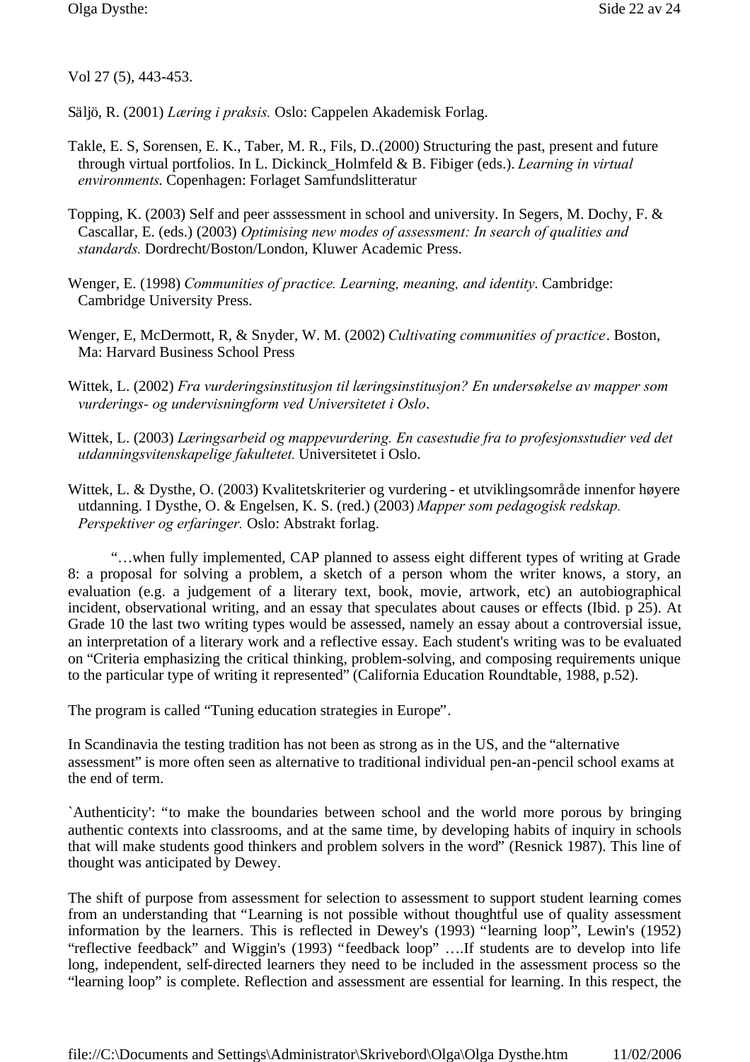Vol 27 (5), 443-453.

Säljö, R. (2001) *Læring i praksis.* Oslo: Cappelen Akademisk Forlag.

Takle, E. S, Sorensen, E. K., Taber, M. R., Fils, D..(2000) Structuring the past, present and future through virtual portfolios. In L. Dickinck_Holmfeld & B. Fibiger (eds.). *Learning in virtual environments.* Copenhagen: Forlaget Samfundslitteratur

Topping, K. (2003) Self and peer asssessment in school and university. In Segers, M. Dochy, F. & Cascallar, E. (eds.) (2003) *Optimising new modes of assessment: In search of qualities and standards.* Dordrecht/Boston/London, Kluwer Academic Press.

Wenger, E. (1998) *Communities of practice. Learning, meaning, and identity*. Cambridge: Cambridge University Press.

Wenger, E, McDermott, R, & Snyder, W. M. (2002) *Cultivating communities of practice*. Boston, Ma: Harvard Business School Press

Wittek, L. (2002) *Fra vurderingsinstitusjon til læringsinstitusjon? En undersøkelse av mapper som vurderings- og undervisningform ved Universitetet i Oslo*.

Wittek, L. (2003) *Læringsarbeid og mappevurdering. En casestudie fra to profesjonsstudier ved det utdanningsvitenskapelige fakultetet.* Universitetet i Oslo.

Wittek, L. & Dysthe, O. (2003) Kvalitetskriterier og vurdering - et utviklingsområde innenfor høyere utdanning. I Dysthe, O. & Engelsen, K. S. (red.) (2003) *Mapper som pedagogisk redskap. Perspektiver og erfaringer.* Oslo: Abstrakt forlag.

"…when fully implemented, CAP planned to assess eight different types of writing at Grade 8: a proposal for solving a problem, a sketch of a person whom the writer knows, a story, an evaluation (e.g. a judgement of a literary text, book, movie, artwork, etc) an autobiographical incident, observational writing, and an essay that speculates about causes or effects (Ibid. p 25). At Grade 10 the last two writing types would be assessed, namely an essay about a controversial issue, an interpretation of a literary work and a reflective essay. Each student's writing was to be evaluated on "Criteria emphasizing the critical thinking, problem-solving, and composing requirements unique to the particular type of writing it represented" (California Education Roundtable, 1988, p.52).

The program is called "Tuning education strategies in Europe".

In Scandinavia the testing tradition has not been as strong as in the US, and the "alternative assessment" is more often seen as alternative to traditional individual pen-an-pencil school exams at the end of term.

`Authenticity': "to make the boundaries between school and the world more porous by bringing authentic contexts into classrooms, and at the same time, by developing habits of inquiry in schools that will make students good thinkers and problem solvers in the word" (Resnick 1987). This line of thought was anticipated by Dewey.

The shift of purpose from assessment for selection to assessment to support student learning comes from an understanding that "Learning is not possible without thoughtful use of quality assessment information by the learners. This is reflected in Dewey's (1993) "learning loop", Lewin's (1952) "reflective feedback" and Wiggin's (1993) "feedback loop" ….If students are to develop into life long, independent, self-directed learners they need to be included in the assessment process so the "learning loop" is complete. Reflection and assessment are essential for learning. In this respect, the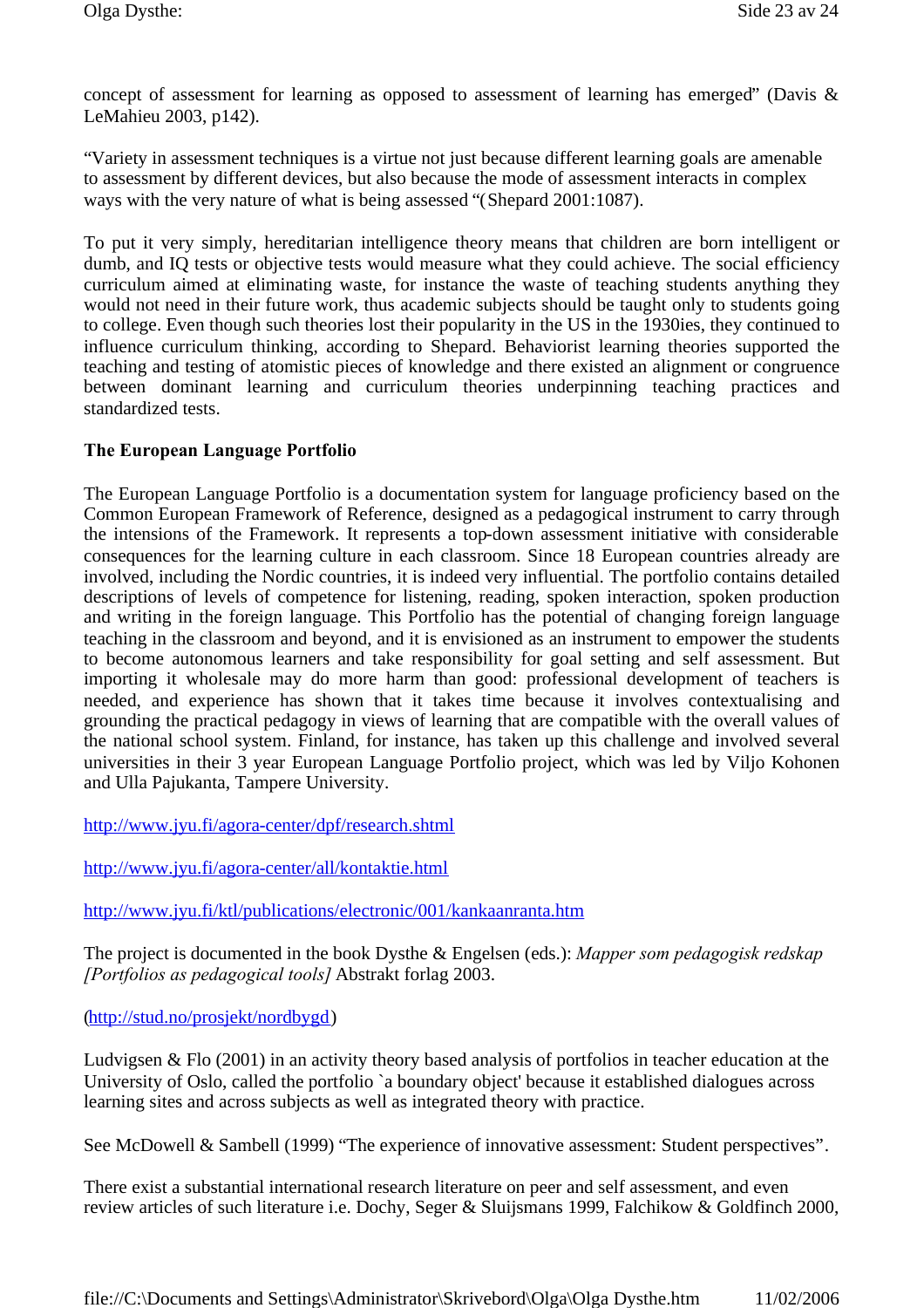concept of assessment for learning as opposed to assessment of learning has emerged" (Davis & LeMahieu 2003, p142).

"Variety in assessment techniques is a virtue not just because different learning goals are amenable to assessment by different devices, but also because the mode of assessment interacts in complex ways with the very nature of what is being assessed "(Shepard 2001:1087).

To put it very simply, hereditarian intelligence theory means that children are born intelligent or dumb, and IQ tests or objective tests would measure what they could achieve. The social efficiency curriculum aimed at eliminating waste, for instance the waste of teaching students anything they would not need in their future work, thus academic subjects should be taught only to students going to college. Even though such theories lost their popularity in the US in the 1930ies, they continued to influence curriculum thinking, according to Shepard. Behaviorist learning theories supported the teaching and testing of atomistic pieces of knowledge and there existed an alignment or congruence between dominant learning and curriculum theories underpinning teaching practices and standardized tests.

**The European Language Portfolio**

The European Language Portfolio is a documentation system for language proficiency based on the Common European Framework of Reference, designed as a pedagogical instrument to carry through the intensions of the Framework. It represents a top-down assessment initiative with considerable consequences for the learning culture in each classroom. Since 18 European countries already are involved, including the Nordic countries, it is indeed very influential. The portfolio contains detailed descriptions of levels of competence for listening, reading, spoken interaction, spoken production and writing in the foreign language. This Portfolio has the potential of changing foreign language teaching in the classroom and beyond, and it is envisioned as an instrument to empower the students to become autonomous learners and take responsibility for goal setting and self assessment. But importing it wholesale may do more harm than good: professional development of teachers is needed, and experience has shown that it takes time because it involves contextualising and grounding the practical pedagogy in views of learning that are compatible with the overall values of the national school system. Finland, for instance, has taken up this challenge and involved several universities in their 3 year European Language Portfolio project, which was led by Viljo Kohonen and Ulla Pajukanta, Tampere University.

http://www.jyu.fi/agora-center/dpf/research.shtml

http://www.jyu.fi/agora-center/all/kontaktie.html

http://www.jyu.fi/ktl/publications/electronic/001/kankaanranta.htm

The project is documented in the book Dysthe & Engelsen (eds.): *Mapper som pedagogisk redskap [Portfolios as pedagogical tools]* Abstrakt forlag 2003.

(http://stud.no/prosjekt/nordbygd)

Ludvigsen & Flo (2001) in an activity theory based analysis of portfolios in teacher education at the University of Oslo, called the portfolio `a boundary object' because it established dialogues across learning sites and across subjects as well as integrated theory with practice.

See McDowell & Sambell (1999) "The experience of innovative assessment: Student perspectives".

There exist a substantial international research literature on peer and self assessment, and even review articles of such literature i.e. Dochy, Seger & Sluijsmans 1999, Falchikow & Goldfinch 2000,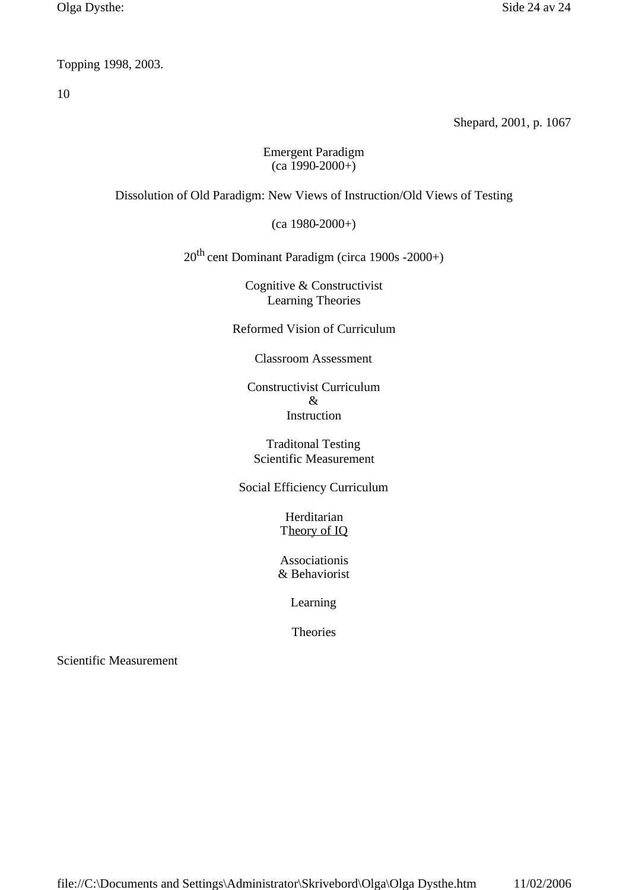Topping 1998, 2003.

10

Shepard, 2001, p. 1067

Emergent Paradigm
(ca 1990-2000+)

Dissolution of Old Paradigm: New Views of Instruction/Old Views of Testing

(ca 1980-2000+)

20th cent Dominant Paradigm (circa 1900s -2000+)

Cognitive & Constructivist
Learning Theories

Reformed Vision of Curriculum

Classroom Assessment

Constructivist Curriculum
&
Instruction

Traditonal Testing
Scientific Measurement

Social Efficiency Curriculum

Herditarian
Theory of IQ

Associationis
& Behaviorist

Learning

Theories

Scientific Measurement